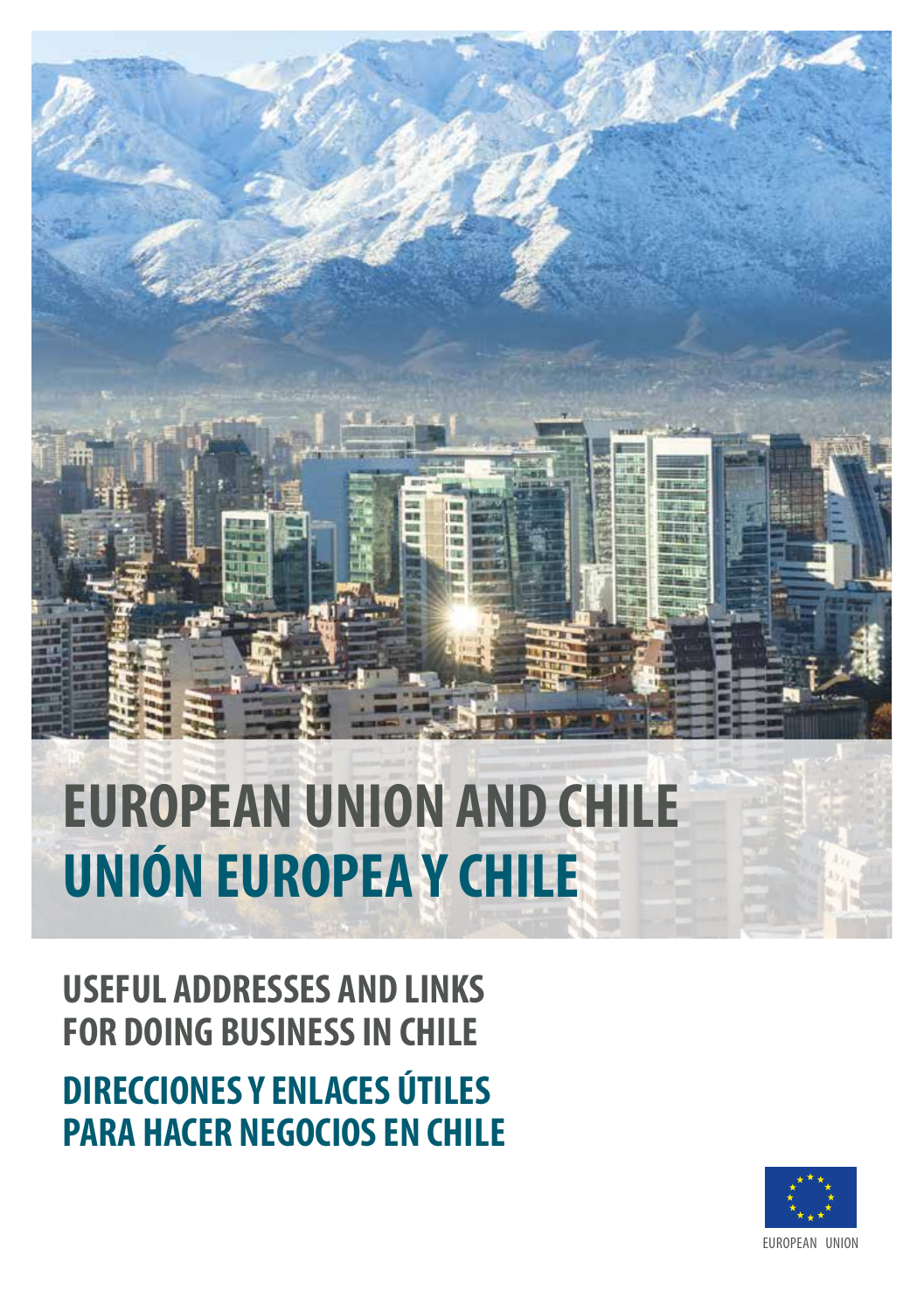# EUROPEAN UNION AND CHILE
# UNIÓN EUROPEA Y CHILE

## USEFUL ADDRESSES AND LINKS FOR DOING BUSINESS IN CHILE

## DIRECCIONES Y ENLACES ÚTILES PARA HACER NEGOCIOS EN CHILE

EUROPEAN UNION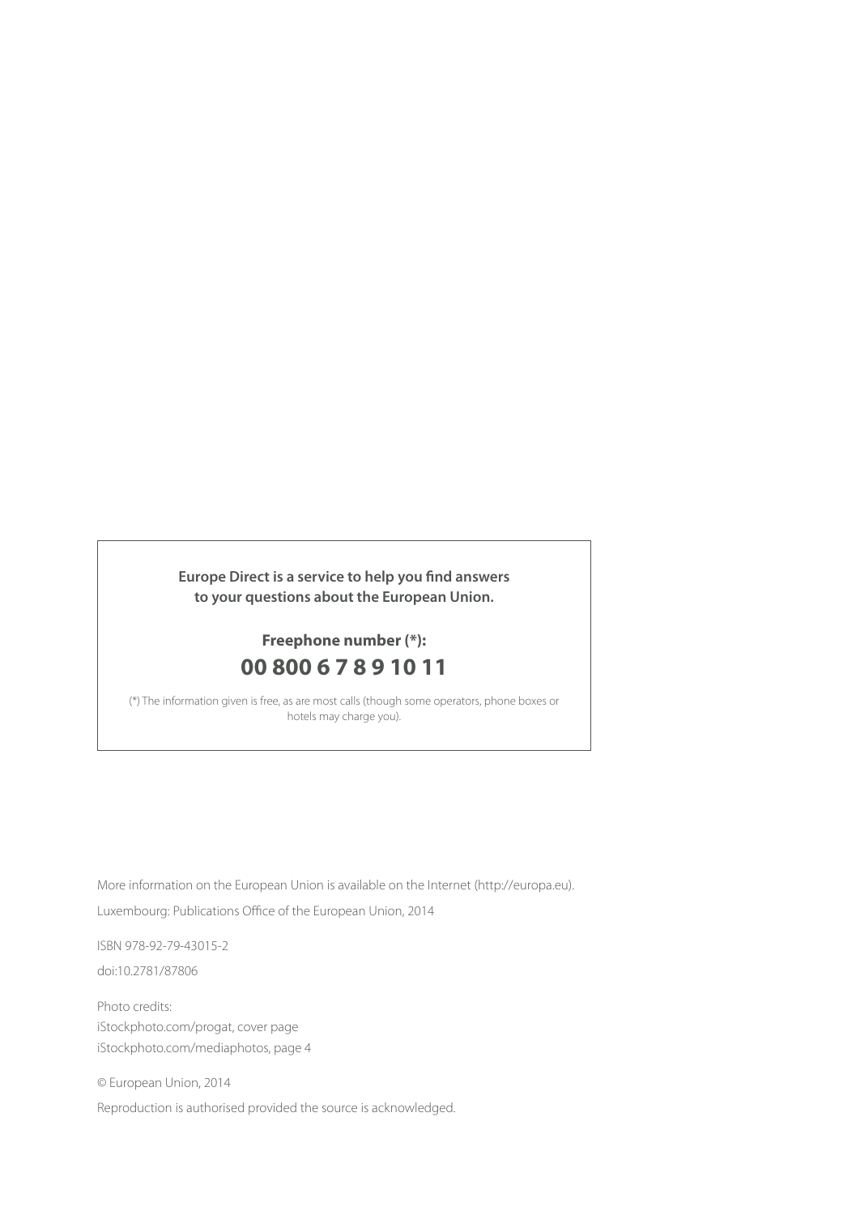**Europe Direct is a service to help you find answers to your questions about the European Union.**

**Freephone number (*):**

**00 800 6 7 8 9 10 11**

(*) The information given is free, as are most calls (though some operators, phone boxes or hotels may charge you).

More information on the European Union is available on the Internet (http://europa.eu).

Luxembourg: Publications Office of the European Union, 2014

ISBN 978-92-79-43015-2

doi:10.2781/87806

Photo credits:  
iStockphoto.com/progat, cover page  
iStockphoto.com/mediaphotos, page 4

© European Union, 2014

Reproduction is authorised provided the source is acknowledged.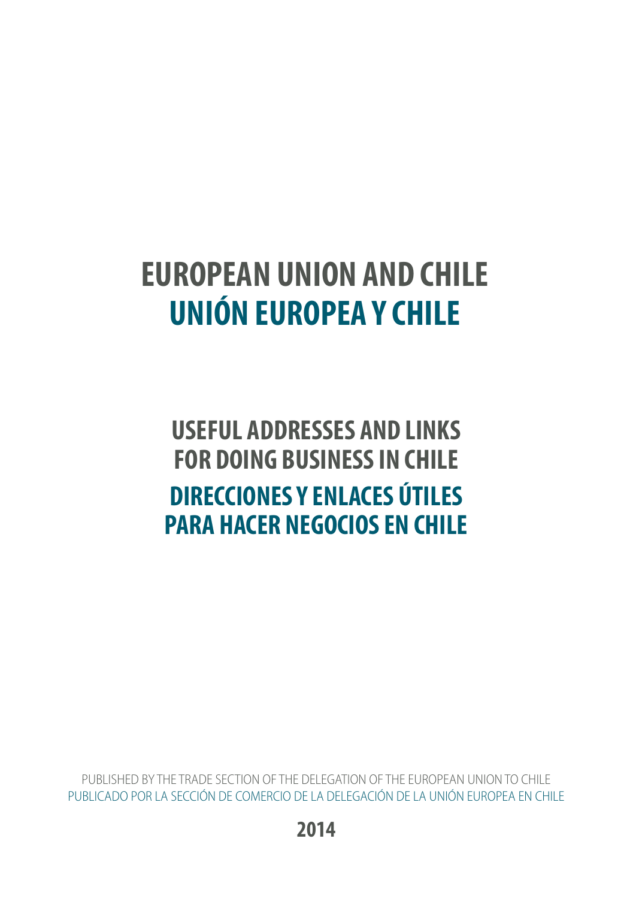# EUROPEAN UNION AND CHILE
# UNIÓN EUROPEA Y CHILE

## USEFUL ADDRESSES AND LINKS FOR DOING BUSINESS IN CHILE
## DIRECCIONES Y ENLACES ÚTILES PARA HACER NEGOCIOS EN CHILE

PUBLISHED BY THE TRADE SECTION OF THE DELEGATION OF THE EUROPEAN UNION TO CHILE
PUBLICADO POR LA SECCIÓN DE COMERCIO DE LA DELEGACIÓN DE LA UNIÓN EUROPEA EN CHILE

**2014**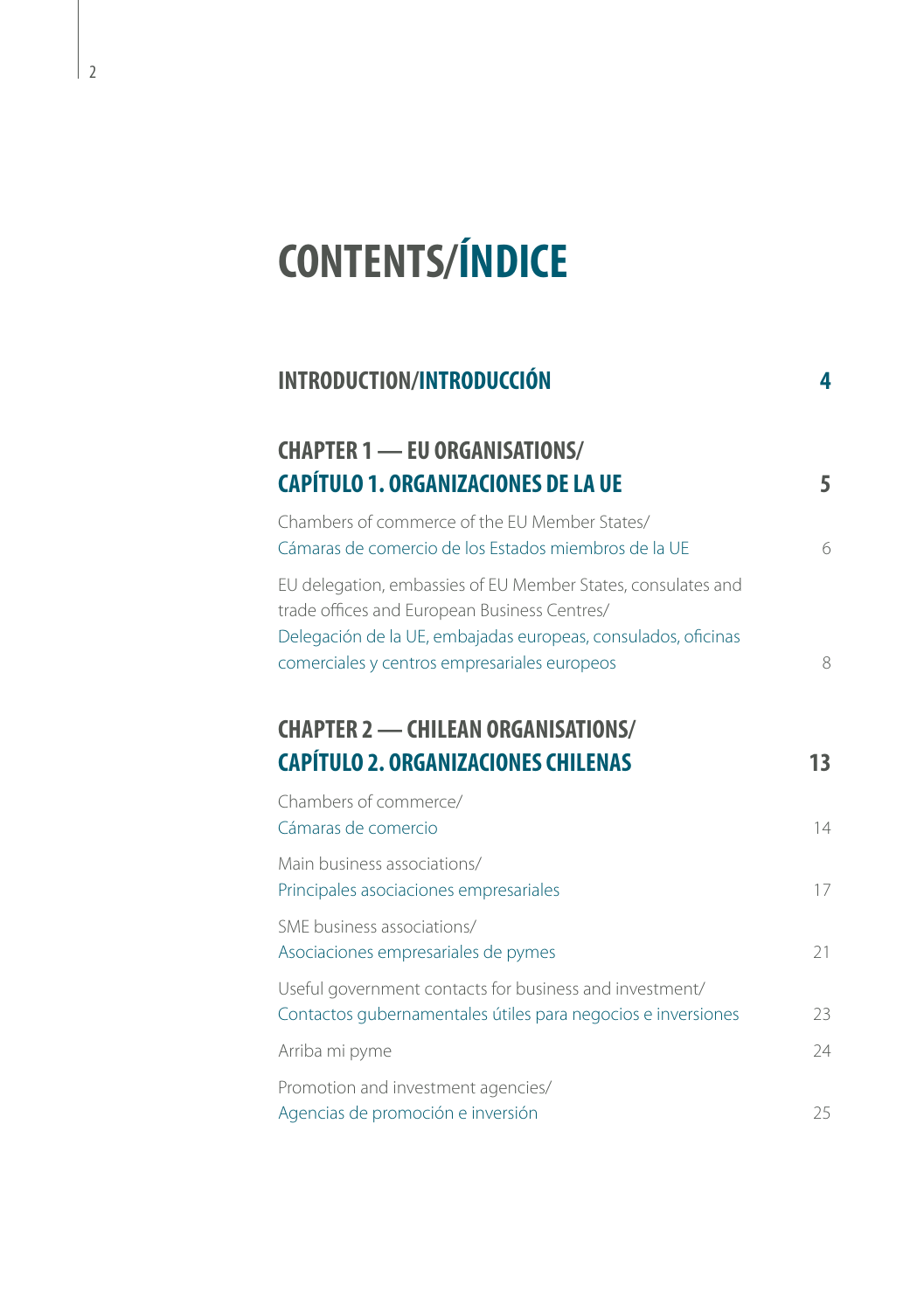# CONTENTS/ÍNDICE

| | |
|---|---|
| **INTRODUCTION/INTRODUCCIÓN** | **4** |
| **CHAPTER 1 — EU ORGANISATIONS/ CAPÍTULO 1. ORGANIZACIONES DE LA UE** | **5** |
| Chambers of commerce of the EU Member States/ Cámaras de comercio de los Estados miembros de la UE | 6 |
| EU delegation, embassies of EU Member States, consulates and trade offices and European Business Centres/ Delegación de la UE, embajadas europeas, consulados, oficinas comerciales y centros empresariales europeos | 8 |
| **CHAPTER 2 — CHILEAN ORGANISATIONS/ CAPÍTULO 2. ORGANIZACIONES CHILENAS** | **13** |
| Chambers of commerce/ Cámaras de comercio | 14 |
| Main business associations/ Principales asociaciones empresariales | 17 |
| SME business associations/ Asociaciones empresariales de pymes | 21 |
| Useful government contacts for business and investment/ Contactos gubernamentales útiles para negocios e inversiones | 23 |
| Arriba mi pyme | 24 |
| Promotion and investment agencies/ Agencias de promoción e inversión | 25 |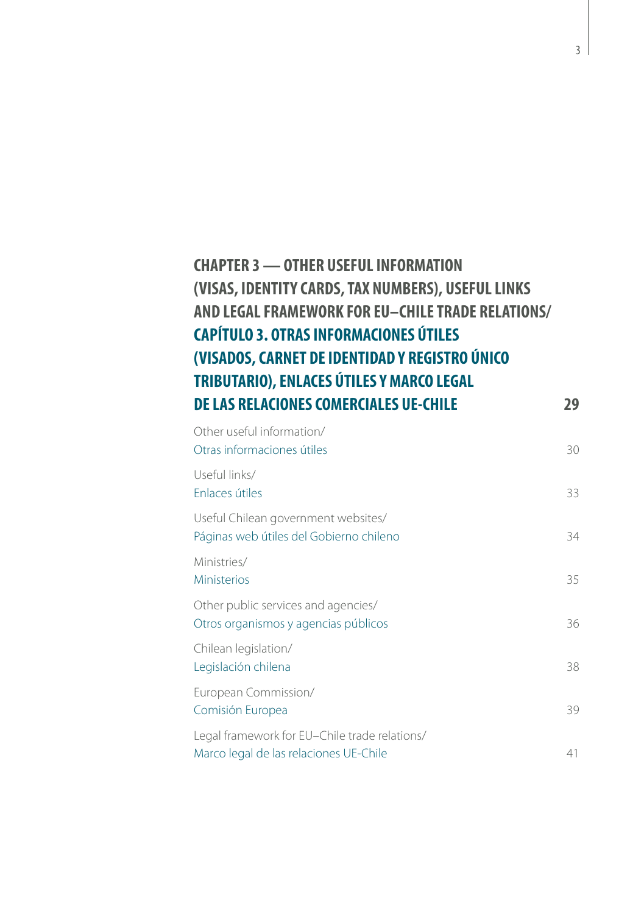**CHAPTER 3 — OTHER USEFUL INFORMATION (VISAS, IDENTITY CARDS, TAX NUMBERS), USEFUL LINKS AND LEGAL FRAMEWORK FOR EU–CHILE TRADE RELATIONS/ CAPÍTULO 3. OTRAS INFORMACIONES ÚTILES (VISADOS, CARNET DE IDENTIDAD Y REGISTRO ÚNICO TRIBUTARIO), ENLACES ÚTILES Y MARCO LEGAL DE LAS RELACIONES COMERCIALES UE-CHILE** — **29**

Other useful information/
Otras informaciones útiles — 30

Useful links/
Enlaces útiles — 33

Useful Chilean government websites/
Páginas web útiles del Gobierno chileno — 34

Ministries/
Ministerios — 35

Other public services and agencies/
Otros organismos y agencias públicos — 36

Chilean legislation/
Legislación chilena — 38

European Commission/
Comisión Europea — 39

Legal framework for EU–Chile trade relations/
Marco legal de las relaciones UE-Chile — 41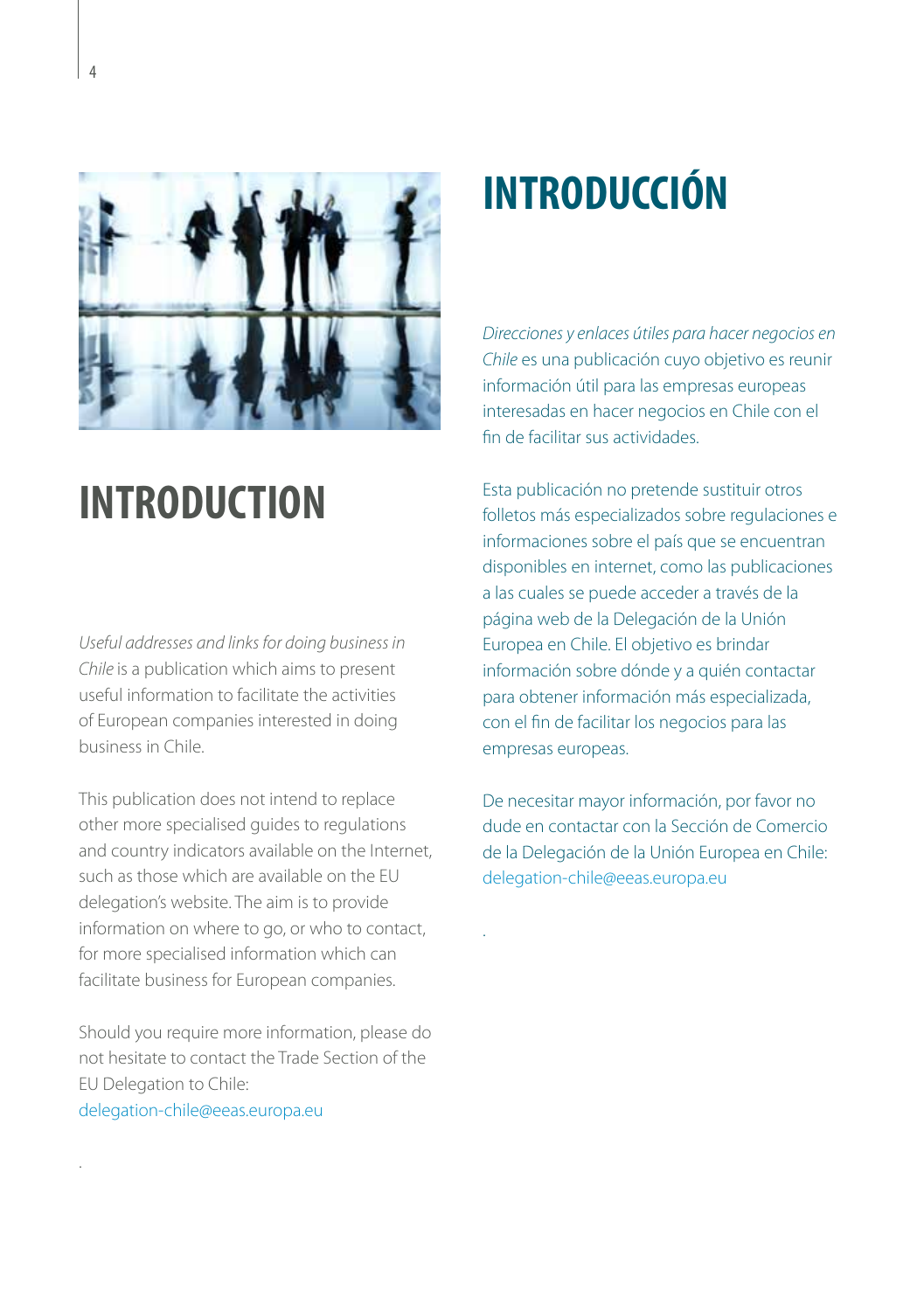# INTRODUCTION

*Useful addresses and links for doing business in Chile* is a publication which aims to present useful information to facilitate the activities of European companies interested in doing business in Chile.

This publication does not intend to replace other more specialised guides to regulations and country indicators available on the Internet, such as those which are available on the EU delegation's website. The aim is to provide information on where to go, or who to contact, for more specialised information which can facilitate business for European companies.

Should you require more information, please do not hesitate to contact the Trade Section of the EU Delegation to Chile:
delegation-chile@eeas.europa.eu

# INTRODUCCIÓN

*Direcciones y enlaces útiles para hacer negocios en Chile* es una publicación cuyo objetivo es reunir información útil para las empresas europeas interesadas en hacer negocios en Chile con el fin de facilitar sus actividades.

Esta publicación no pretende sustituir otros folletos más especializados sobre regulaciones e informaciones sobre el país que se encuentran disponibles en internet, como las publicaciones a las cuales se puede acceder a través de la página web de la Delegación de la Unión Europea en Chile. El objetivo es brindar información sobre dónde y a quién contactar para obtener información más especializada, con el fin de facilitar los negocios para las empresas europeas.

De necesitar mayor información, por favor no dude en contactar con la Sección de Comercio de la Delegación de la Unión Europea en Chile:
delegation-chile@eeas.europa.eu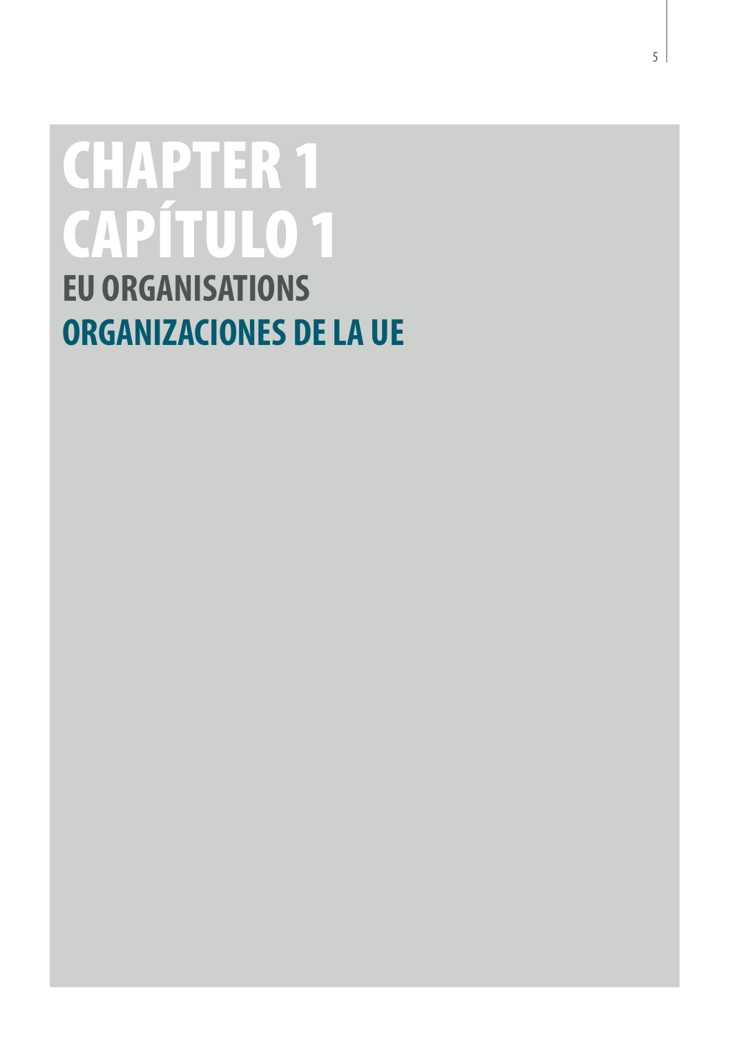# CHAPTER 1
# CAPÍTULO 1

## EU ORGANISATIONS
## ORGANIZACIONES DE LA UE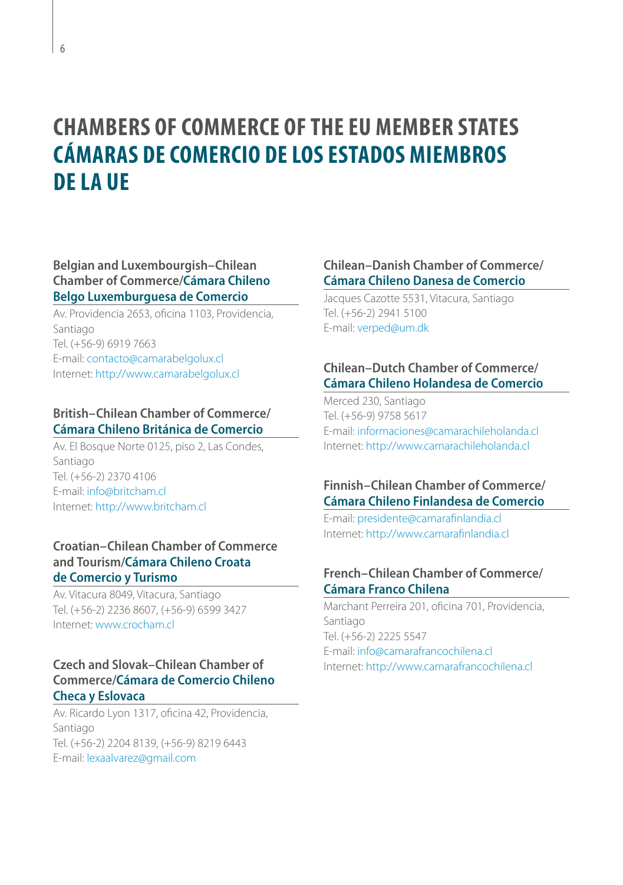# CHAMBERS OF COMMERCE OF THE EU MEMBER STATES
# CÁMARAS DE COMERCIO DE LOS ESTADOS MIEMBROS DE LA UE

### Belgian and Luxembourgish–Chilean Chamber of Commerce/Cámara Chileno Belgo Luxemburguesa de Comercio

Av. Providencia 2653, oficina 1103, Providencia, Santiago
Tel. (+56-9) 6919 7663
E-mail: contacto@camarabelgolux.cl
Internet: http://www.camarabelgolux.cl

### British–Chilean Chamber of Commerce/ Cámara Chileno Británica de Comercio

Av. El Bosque Norte 0125, piso 2, Las Condes, Santiago
Tel. (+56-2) 2370 4106
E-mail: info@britcham.cl
Internet: http://www.britcham.cl

### Croatian–Chilean Chamber of Commerce and Tourism/Cámara Chileno Croata de Comercio y Turismo

Av. Vitacura 8049, Vitacura, Santiago
Tel. (+56-2) 2236 8607, (+56-9) 6599 3427
Internet: www.crocham.cl

### Czech and Slovak–Chilean Chamber of Commerce/Cámara de Comercio Chileno Checa y Eslovaca

Av. Ricardo Lyon 1317, oficina 42, Providencia, Santiago
Tel. (+56-2) 2204 8139, (+56-9) 8219 6443
E-mail: lexaalvarez@gmail.com

### Chilean–Danish Chamber of Commerce/ Cámara Chileno Danesa de Comercio

Jacques Cazotte 5531, Vitacura, Santiago
Tel. (+56-2) 2941 5100
E-mail: verped@um.dk

### Chilean–Dutch Chamber of Commerce/ Cámara Chileno Holandesa de Comercio

Merced 230, Santiago
Tel. (+56-9) 9758 5617
E-mail: informaciones@camarachileholanda.cl
Internet: http://www.camarachileholanda.cl

### Finnish–Chilean Chamber of Commerce/ Cámara Chileno Finlandesa de Comercio

E-mail: presidente@camarafinlandia.cl
Internet: http://www.camarafinlandia.cl

### French–Chilean Chamber of Commerce/ Cámara Franco Chilena

Marchant Perreira 201, oficina 701, Providencia, Santiago
Tel. (+56-2) 2225 5547
E-mail: info@camarafrancochilena.cl
Internet: http://www.camarafrancochilena.cl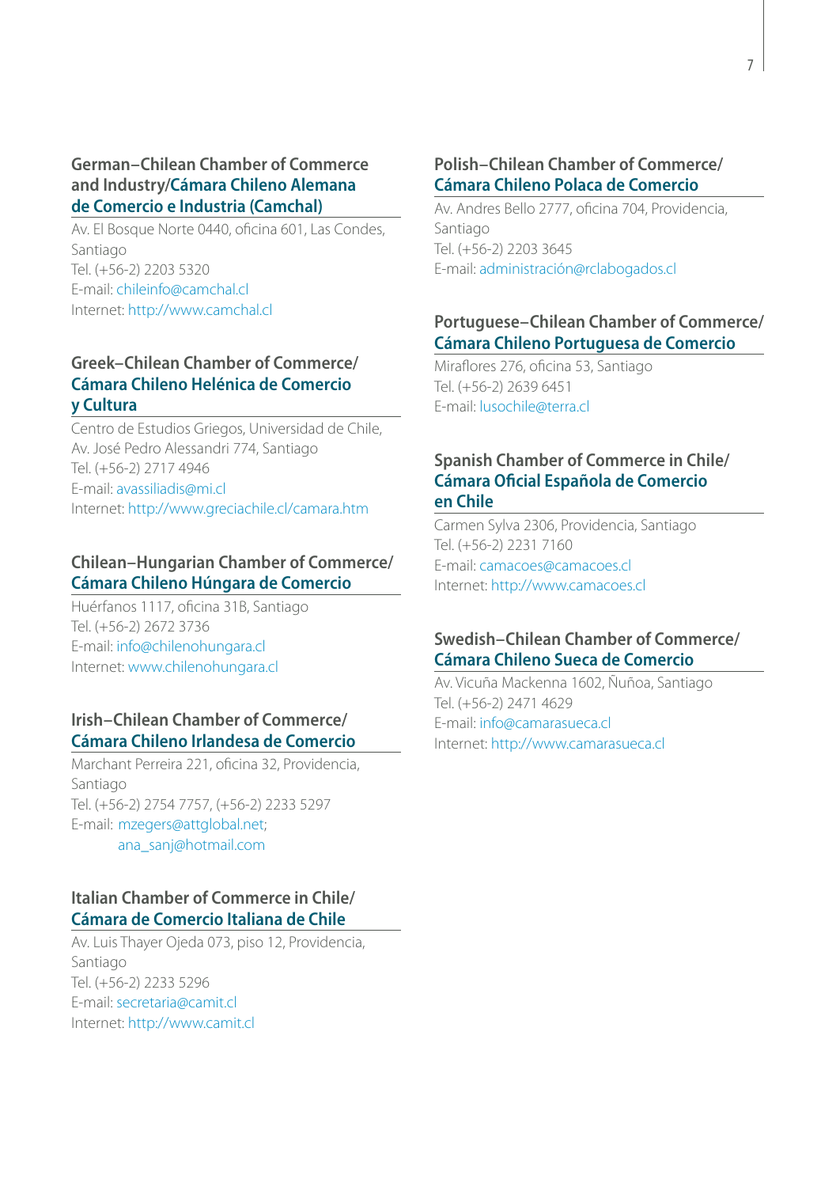### German–Chilean Chamber of Commerce and Industry/Cámara Chileno Alemana de Comercio e Industria (Camchal)

Av. El Bosque Norte 0440, oficina 601, Las Condes, Santiago
Tel. (+56-2) 2203 5320
E-mail: chileinfo@camchal.cl
Internet: http://www.camchal.cl

### Greek–Chilean Chamber of Commerce/ Cámara Chileno Helénica de Comercio y Cultura

Centro de Estudios Griegos, Universidad de Chile, Av. José Pedro Alessandri 774, Santiago
Tel. (+56-2) 2717 4946
E-mail: avassiliadis@mi.cl
Internet: http://www.greciachile.cl/camara.htm

### Chilean–Hungarian Chamber of Commerce/ Cámara Chileno Húngara de Comercio

Huérfanos 1117, oficina 31B, Santiago
Tel. (+56-2) 2672 3736
E-mail: info@chilenohungara.cl
Internet: www.chilenohungara.cl

### Irish–Chilean Chamber of Commerce/ Cámara Chileno Irlandesa de Comercio

Marchant Perreira 221, oficina 32, Providencia, Santiago
Tel. (+56-2) 2754 7757, (+56-2) 2233 5297
E-mail: mzegers@attglobal.net; ana_sanj@hotmail.com

### Italian Chamber of Commerce in Chile/ Cámara de Comercio Italiana de Chile

Av. Luis Thayer Ojeda 073, piso 12, Providencia, Santiago
Tel. (+56-2) 2233 5296
E-mail: secretaria@camit.cl
Internet: http://www.camit.cl

### Polish–Chilean Chamber of Commerce/ Cámara Chileno Polaca de Comercio

Av. Andres Bello 2777, oficina 704, Providencia, Santiago
Tel. (+56-2) 2203 3645
E-mail: administración@rclabogados.cl

### Portuguese–Chilean Chamber of Commerce/ Cámara Chileno Portuguesa de Comercio

Miraflores 276, oficina 53, Santiago
Tel. (+56-2) 2639 6451
E-mail: lusochile@terra.cl

### Spanish Chamber of Commerce in Chile/ Cámara Oficial Española de Comercio en Chile

Carmen Sylva 2306, Providencia, Santiago
Tel. (+56-2) 2231 7160
E-mail: camacoes@camacoes.cl
Internet: http://www.camacoes.cl

### Swedish–Chilean Chamber of Commerce/ Cámara Chileno Sueca de Comercio

Av. Vicuña Mackenna 1602, Ñuñoa, Santiago
Tel. (+56-2) 2471 4629
E-mail: info@camarasueca.cl
Internet: http://www.camarasueca.cl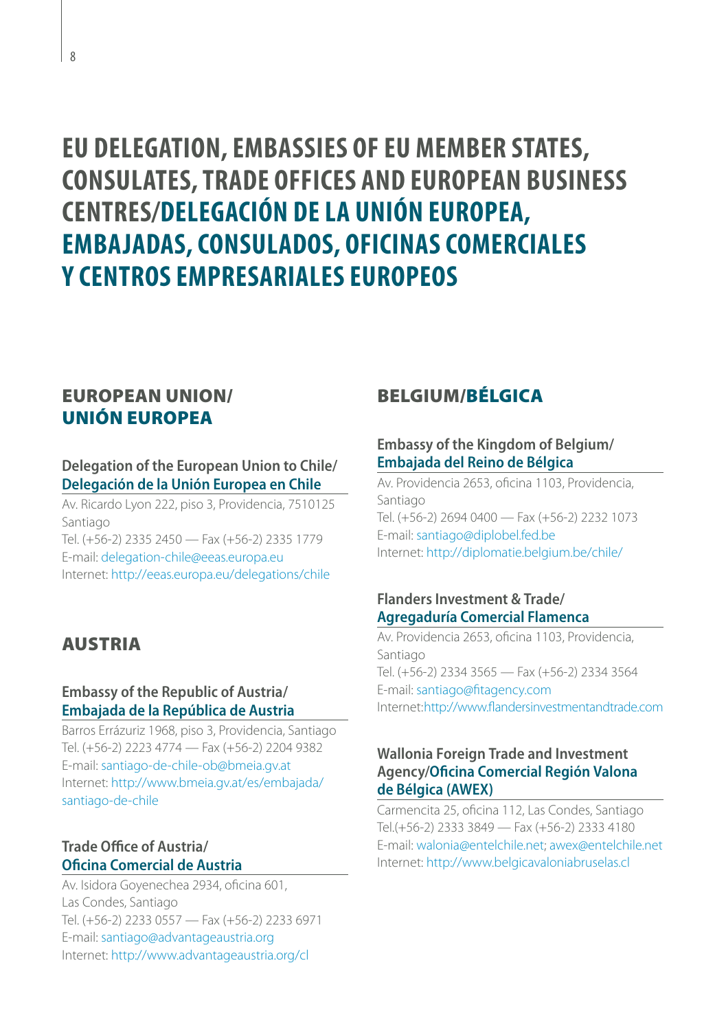# EU DELEGATION, EMBASSIES OF EU MEMBER STATES, CONSULATES, TRADE OFFICES AND EUROPEAN BUSINESS CENTRES/DELEGACIÓN DE LA UNIÓN EUROPEA, EMBAJADAS, CONSULADOS, OFICINAS COMERCIALES Y CENTROS EMPRESARIALES EUROPEOS

## EUROPEAN UNION/ UNIÓN EUROPEA

### Delegation of the European Union to Chile/ Delegación de la Unión Europea en Chile

Av. Ricardo Lyon 222, piso 3, Providencia, 7510125 Santiago
Tel. (+56-2) 2335 2450 — Fax (+56-2) 2335 1779
E-mail: delegation-chile@eeas.europa.eu
Internet: http://eeas.europa.eu/delegations/chile

## AUSTRIA

### Embassy of the Republic of Austria/ Embajada de la República de Austria

Barros Errázuriz 1968, piso 3, Providencia, Santiago
Tel. (+56-2) 2223 4774 — Fax (+56-2) 2204 9382
E-mail: santiago-de-chile-ob@bmeia.gv.at
Internet: http://www.bmeia.gv.at/es/embajada/santiago-de-chile

### Trade Office of Austria/ Oficina Comercial de Austria

Av. Isidora Goyenechea 2934, oficina 601, Las Condes, Santiago
Tel. (+56-2) 2233 0557 — Fax (+56-2) 2233 6971
E-mail: santiago@advantageaustria.org
Internet: http://www.advantageaustria.org/cl

## BELGIUM/BÉLGICA

### Embassy of the Kingdom of Belgium/ Embajada del Reino de Bélgica

Av. Providencia 2653, oficina 1103, Providencia, Santiago
Tel. (+56-2) 2694 0400 — Fax (+56-2) 2232 1073
E-mail: santiago@diplobel.fed.be
Internet: http://diplomatie.belgium.be/chile/

### Flanders Investment & Trade/ Agregaduría Comercial Flamenca

Av. Providencia 2653, oficina 1103, Providencia, Santiago
Tel. (+56-2) 2334 3565 — Fax (+56-2) 2334 3564
E-mail: santiago@fitagency.com
Internet:http://www.flandersinvestmentandtrade.com

### Wallonia Foreign Trade and Investment Agency/Oficina Comercial Región Valona de Bélgica (AWEX)

Carmencita 25, oficina 112, Las Condes, Santiago
Tel.(+56-2) 2333 3849 — Fax (+56-2) 2333 4180
E-mail: walonia@entelchile.net; awex@entelchile.net
Internet: http://www.belgicavaloniabruselas.cl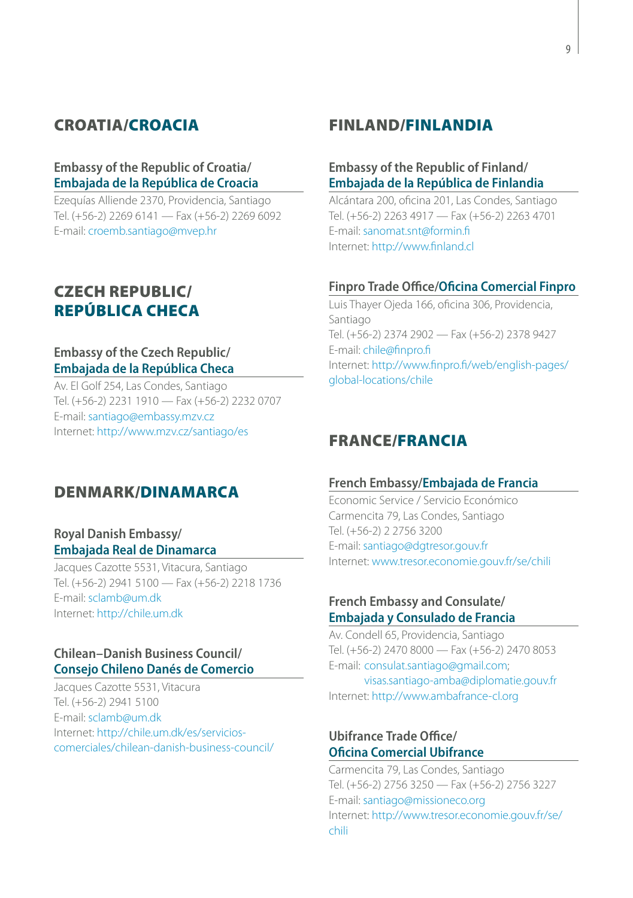## CROATIA/CROACIA

### Embassy of the Republic of Croatia/ Embajada de la República de Croacia

Ezequías Alliende 2370, Providencia, Santiago
Tel. (+56-2) 2269 6141 — Fax (+56-2) 2269 6092
E-mail: croemb.santiago@mvep.hr

## CZECH REPUBLIC/ REPÚBLICA CHECA

### Embassy of the Czech Republic/ Embajada de la República Checa

Av. El Golf 254, Las Condes, Santiago
Tel. (+56-2) 2231 1910 — Fax (+56-2) 2232 0707
E-mail: santiago@embassy.mzv.cz
Internet: http://www.mzv.cz/santiago/es

## DENMARK/DINAMARCA

### Royal Danish Embassy/ Embajada Real de Dinamarca

Jacques Cazotte 5531, Vitacura, Santiago
Tel. (+56-2) 2941 5100 — Fax (+56-2) 2218 1736
E-mail: sclamb@um.dk
Internet: http://chile.um.dk

### Chilean–Danish Business Council/ Consejo Chileno Danés de Comercio

Jacques Cazotte 5531, Vitacura
Tel. (+56-2) 2941 5100
E-mail: sclamb@um.dk
Internet: http://chile.um.dk/es/servicios-comerciales/chilean-danish-business-council/

## FINLAND/FINLANDIA

### Embassy of the Republic of Finland/ Embajada de la República de Finlandia

Alcántara 200, oficina 201, Las Condes, Santiago
Tel. (+56-2) 2263 4917 — Fax (+56-2) 2263 4701
E-mail: sanomat.snt@formin.fi
Internet: http://www.finland.cl

### Finpro Trade Office/Oficina Comercial Finpro

Luis Thayer Ojeda 166, oficina 306, Providencia, Santiago
Tel. (+56-2) 2374 2902 — Fax (+56-2) 2378 9427
E-mail: chile@finpro.fi
Internet: http://www.finpro.fi/web/english-pages/global-locations/chile

## FRANCE/FRANCIA

### French Embassy/Embajada de Francia

Economic Service / Servicio Económico
Carmencita 79, Las Condes, Santiago
Tel. (+56-2) 2 2756 3200
E-mail: santiago@dgtresor.gouv.fr
Internet: www.tresor.economie.gouv.fr/se/chili

### French Embassy and Consulate/ Embajada y Consulado de Francia

Av. Condell 65, Providencia, Santiago
Tel. (+56-2) 2470 8000 — Fax (+56-2) 2470 8053
E-mail: consulat.santiago@gmail.com;
visas.santiago-amba@diplomatie.gouv.fr
Internet: http://www.ambafrance-cl.org

### Ubifrance Trade Office/ Oficina Comercial Ubifrance

Carmencita 79, Las Condes, Santiago
Tel. (+56-2) 2756 3250 — Fax (+56-2) 2756 3227
E-mail: santiago@missioneco.org
Internet: http://www.tresor.economie.gouv.fr/se/chili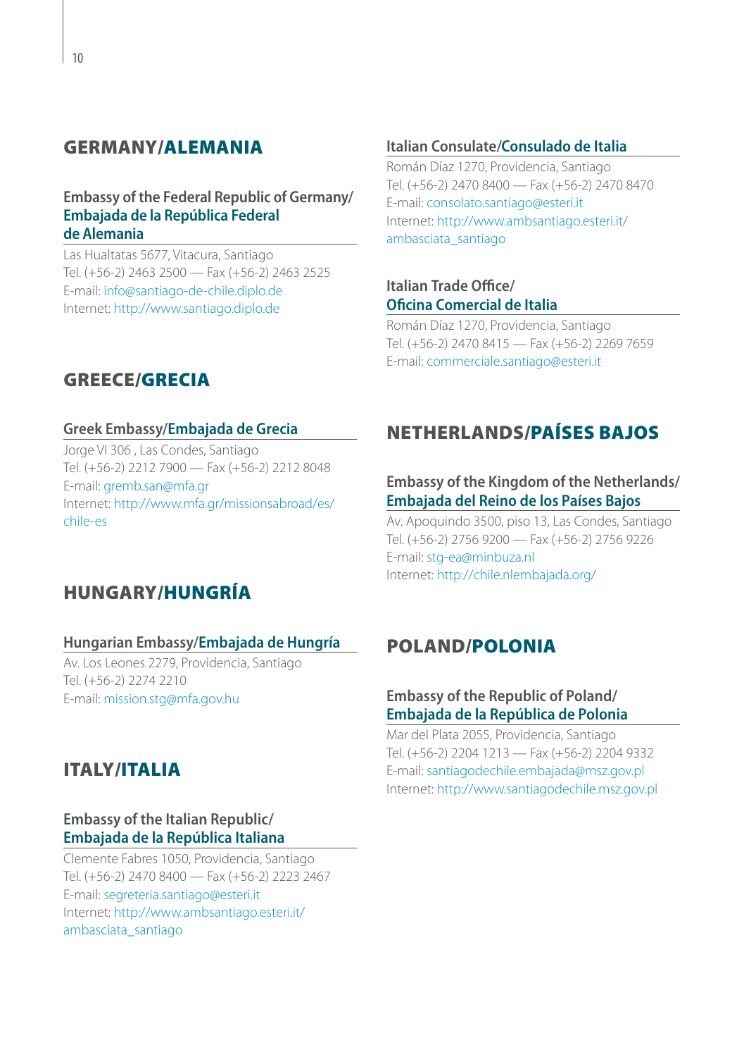## GERMANY/ALEMANIA

### Embassy of the Federal Republic of Germany/ Embajada de la República Federal de Alemania

Las Hualtatas 5677, Vitacura, Santiago
Tel. (+56-2) 2463 2500 — Fax (+56-2) 2463 2525
E-mail: info@santiago-de-chile.diplo.de
Internet: http://www.santiago.diplo.de

## GREECE/GRECIA

### Greek Embassy/Embajada de Grecia

Jorge VI 306 , Las Condes, Santiago
Tel. (+56-2) 2212 7900 — Fax (+56-2) 2212 8048
E-mail: gremb.san@mfa.gr
Internet: http://www.mfa.gr/missionsabroad/es/chile-es

## HUNGARY/HUNGRÍA

### Hungarian Embassy/Embajada de Hungría

Av. Los Leones 2279, Providencia, Santiago
Tel. (+56-2) 2274 2210
E-mail: mission.stg@mfa.gov.hu

## ITALY/ITALIA

### Embassy of the Italian Republic/ Embajada de la República Italiana

Clemente Fabres 1050, Providencia, Santiago
Tel. (+56-2) 2470 8400 — Fax (+56-2) 2223 2467
E-mail: segreteria.santiago@esteri.it
Internet: http://www.ambsantiago.esteri.it/ambasciata_santiago

### Italian Consulate/Consulado de Italia

Román Díaz 1270, Providencia, Santiago
Tel. (+56-2) 2470 8400 — Fax (+56-2) 2470 8470
E-mail: consolato.santiago@esteri.it
Internet: http://www.ambsantiago.esteri.it/ambasciata_santiago

### Italian Trade Office/ Oficina Comercial de Italia

Román Díaz 1270, Providencia, Santiago
Tel. (+56-2) 2470 8415 — Fax (+56-2) 2269 7659
E-mail: commerciale.santiago@esteri.it

## NETHERLANDS/PAÍSES BAJOS

### Embassy of the Kingdom of the Netherlands/ Embajada del Reino de los Países Bajos

Av. Apoquindo 3500, piso 13, Las Condes, Santiago
Tel. (+56-2) 2756 9200 — Fax (+56-2) 2756 9226
E-mail: stg-ea@minbuza.nl
Internet: http://chile.nlembajada.org/

## POLAND/POLONIA

### Embassy of the Republic of Poland/ Embajada de la República de Polonia

Mar del Plata 2055, Providencia, Santiago
Tel. (+56-2) 2204 1213 — Fax (+56-2) 2204 9332
E-mail: santiagodechile.embajada@msz.gov.pl
Internet: http://www.santiagodechile.msz.gov.pl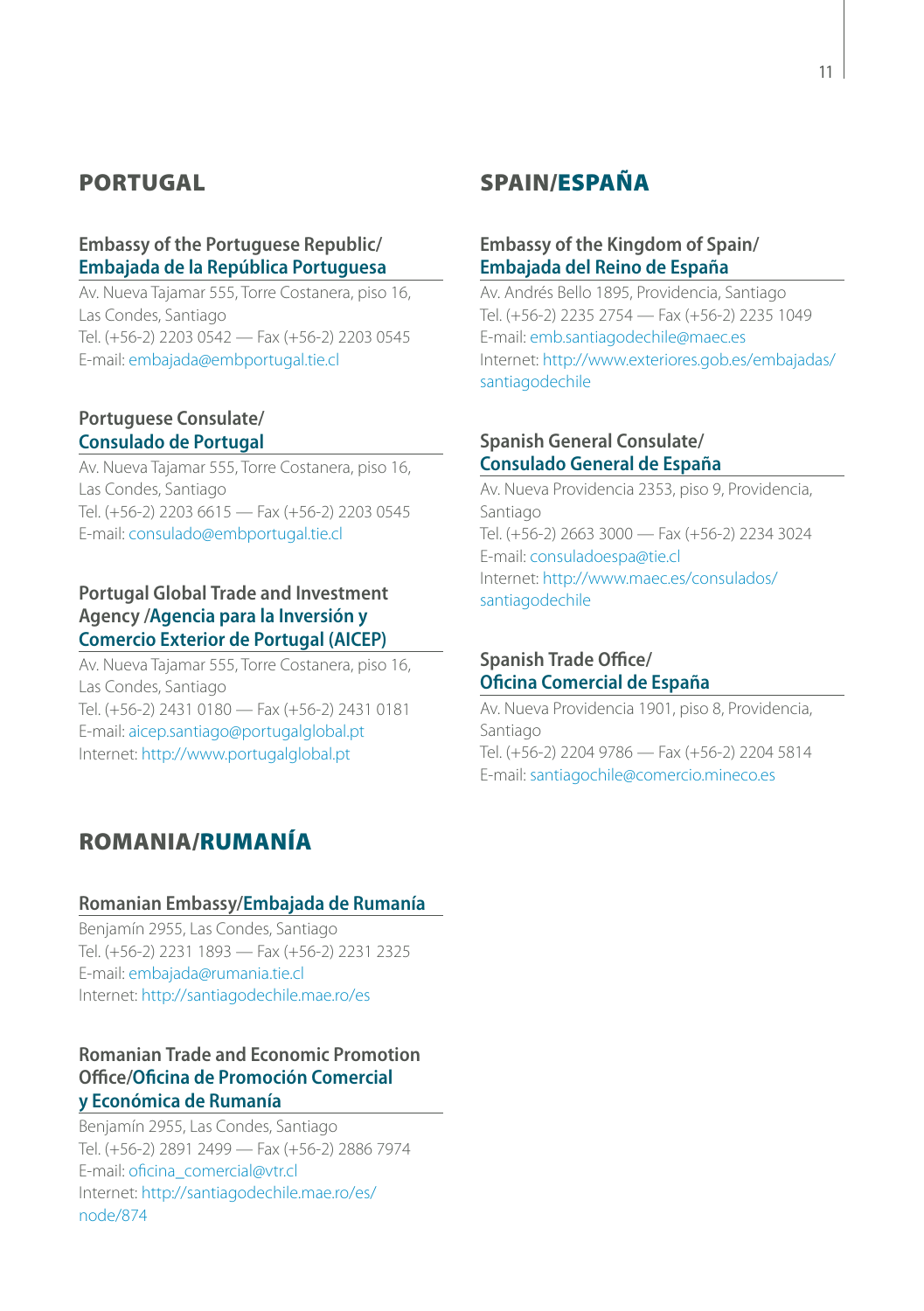## PORTUGAL

### Embassy of the Portuguese Republic/ Embajada de la República Portuguesa

Av. Nueva Tajamar 555, Torre Costanera, piso 16, Las Condes, Santiago
Tel. (+56-2) 2203 0542 — Fax (+56-2) 2203 0545
E-mail: embajada@embportugal.tie.cl

### Portuguese Consulate/ Consulado de Portugal

Av. Nueva Tajamar 555, Torre Costanera, piso 16, Las Condes, Santiago
Tel. (+56-2) 2203 6615 — Fax (+56-2) 2203 0545
E-mail: consulado@embportugal.tie.cl

### Portugal Global Trade and Investment Agency /Agencia para la Inversión y Comercio Exterior de Portugal (AICEP)

Av. Nueva Tajamar 555, Torre Costanera, piso 16, Las Condes, Santiago
Tel. (+56-2) 2431 0180 — Fax (+56-2) 2431 0181
E-mail: aicep.santiago@portugalglobal.pt
Internet: http://www.portugalglobal.pt

## ROMANIA/RUMANÍA

### Romanian Embassy/Embajada de Rumanía

Benjamín 2955, Las Condes, Santiago
Tel. (+56-2) 2231 1893 — Fax (+56-2) 2231 2325
E-mail: embajada@rumania.tie.cl
Internet: http://santiagodechile.mae.ro/es

### Romanian Trade and Economic Promotion Office/Oficina de Promoción Comercial y Económica de Rumanía

Benjamín 2955, Las Condes, Santiago
Tel. (+56-2) 2891 2499 — Fax (+56-2) 2886 7974
E-mail: oficina_comercial@vtr.cl
Internet: http://santiagodechile.mae.ro/es/node/874

## SPAIN/ESPAÑA

### Embassy of the Kingdom of Spain/ Embajada del Reino de España

Av. Andrés Bello 1895, Providencia, Santiago
Tel. (+56-2) 2235 2754 — Fax (+56-2) 2235 1049
E-mail: emb.santiagodechile@maec.es
Internet: http://www.exteriores.gob.es/embajadas/santiagodechile

### Spanish General Consulate/ Consulado General de España

Av. Nueva Providencia 2353, piso 9, Providencia, Santiago
Tel. (+56-2) 2663 3000 — Fax (+56-2) 2234 3024
E-mail: consuladoespa@tie.cl
Internet: http://www.maec.es/consulados/santiagodechile

### Spanish Trade Office/ Oficina Comercial de España

Av. Nueva Providencia 1901, piso 8, Providencia, Santiago
Tel. (+56-2) 2204 9786 — Fax (+56-2) 2204 5814
E-mail: santiagochile@comercio.mineco.es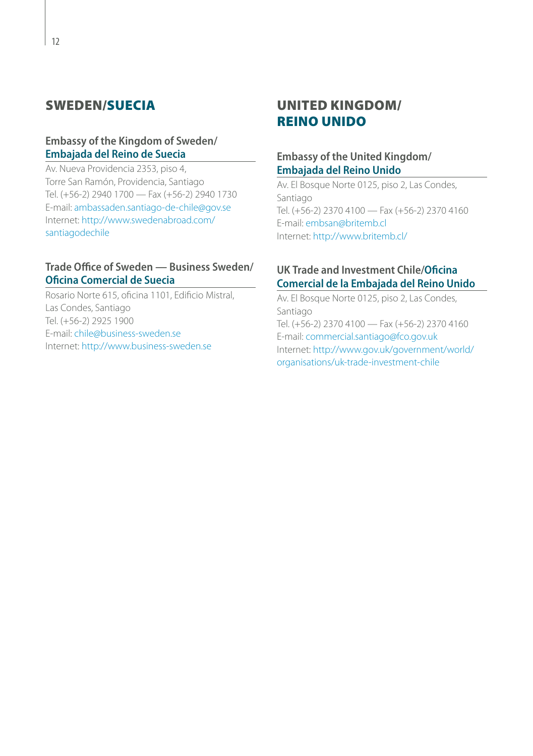## SWEDEN/SUECIA

### Embassy of the Kingdom of Sweden/ Embajada del Reino de Suecia

Av. Nueva Providencia 2353, piso 4,
Torre San Ramón, Providencia, Santiago
Tel. (+56-2) 2940 1700 — Fax (+56-2) 2940 1730
E-mail: ambassaden.santiago-de-chile@gov.se
Internet: http://www.swedenabroad.com/santiagodechile

### Trade Office of Sweden — Business Sweden/ Oficina Comercial de Suecia

Rosario Norte 615, oficina 1101, Edificio Mistral,
Las Condes, Santiago
Tel. (+56-2) 2925 1900
E-mail: chile@business-sweden.se
Internet: http://www.business-sweden.se

## UNITED KINGDOM/ REINO UNIDO

### Embassy of the United Kingdom/ Embajada del Reino Unido

Av. El Bosque Norte 0125, piso 2, Las Condes,
Santiago
Tel. (+56-2) 2370 4100 — Fax (+56-2) 2370 4160
E-mail: embsan@britemb.cl
Internet: http://www.britemb.cl/

### UK Trade and Investment Chile/Oficina Comercial de la Embajada del Reino Unido

Av. El Bosque Norte 0125, piso 2, Las Condes,
Santiago
Tel. (+56-2) 2370 4100 — Fax (+56-2) 2370 4160
E-mail: commercial.santiago@fco.gov.uk
Internet: http://www.gov.uk/government/world/organisations/uk-trade-investment-chile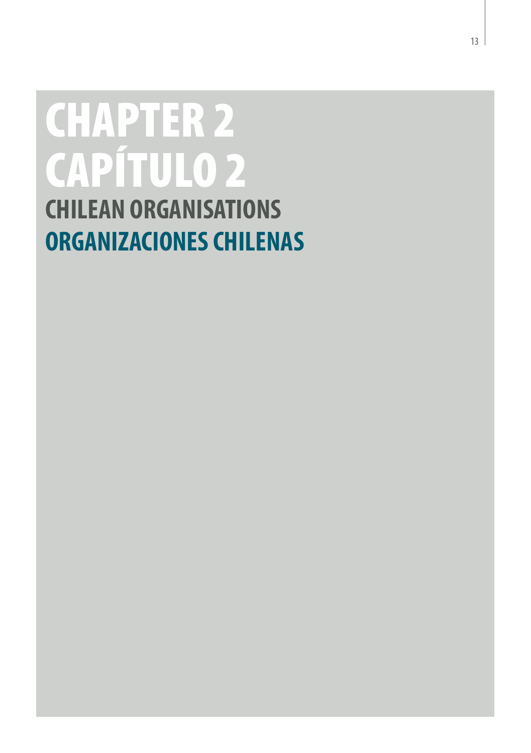# CHAPTER 2
# CAPÍTULO 2

## CHILEAN ORGANISATIONS

## ORGANIZACIONES CHILENAS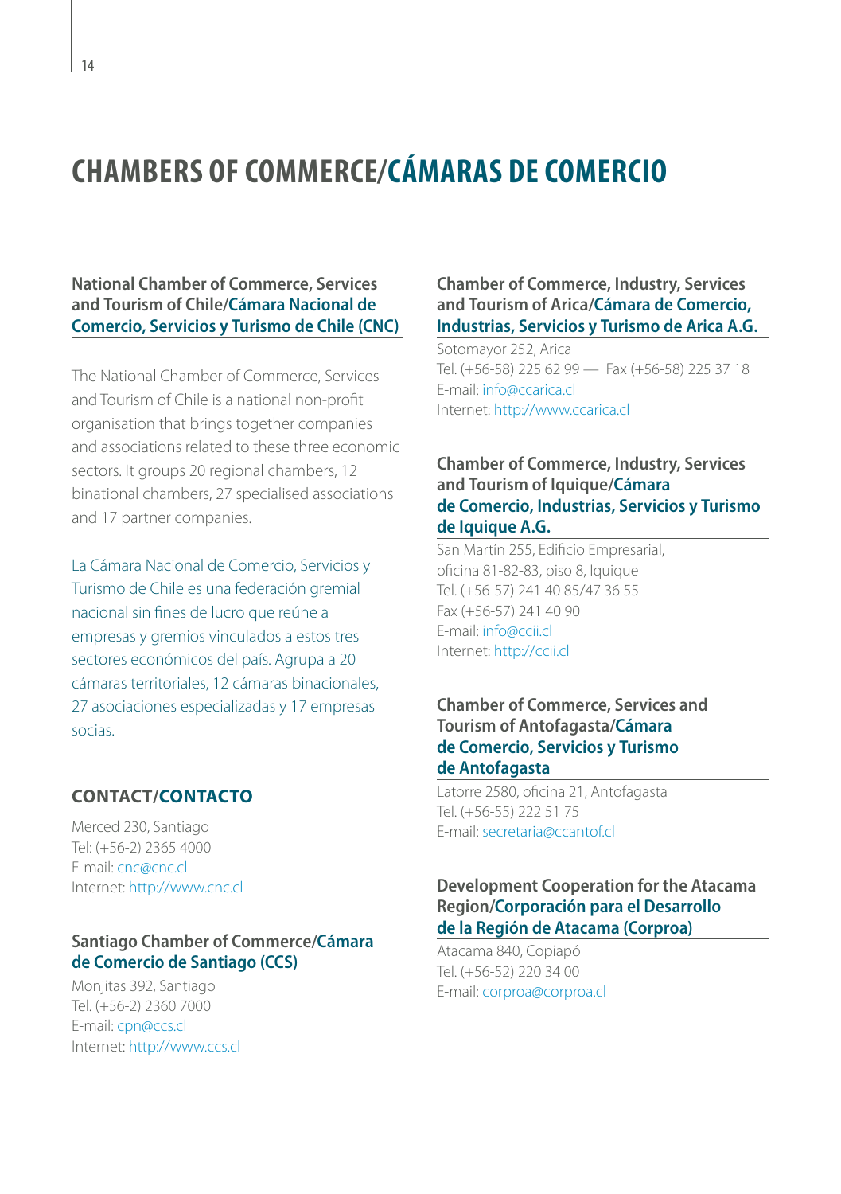# CHAMBERS OF COMMERCE/CÁMARAS DE COMERCIO

### National Chamber of Commerce, Services and Tourism of Chile/Cámara Nacional de Comercio, Servicios y Turismo de Chile (CNC)

The National Chamber of Commerce, Services and Tourism of Chile is a national non-profit organisation that brings together companies and associations related to these three economic sectors. It groups 20 regional chambers, 12 binational chambers, 27 specialised associations and 17 partner companies.

La Cámara Nacional de Comercio, Servicios y Turismo de Chile es una federación gremial nacional sin fines de lucro que reúne a empresas y gremios vinculados a estos tres sectores económicos del país. Agrupa a 20 cámaras territoriales, 12 cámaras binacionales, 27 asociaciones especializadas y 17 empresas socias.

#### CONTACT/CONTACTO

Merced 230, Santiago
Tel: (+56-2) 2365 4000
E-mail: cnc@cnc.cl
Internet: http://www.cnc.cl

### Santiago Chamber of Commerce/Cámara de Comercio de Santiago (CCS)

Monjitas 392, Santiago
Tel. (+56-2) 2360 7000
E-mail: cpn@ccs.cl
Internet: http://www.ccs.cl

### Chamber of Commerce, Industry, Services and Tourism of Arica/Cámara de Comercio, Industrias, Servicios y Turismo de Arica A.G.

Sotomayor 252, Arica
Tel. (+56-58) 225 62 99 — Fax (+56-58) 225 37 18
E-mail: info@ccarica.cl
Internet: http://www.ccarica.cl

### Chamber of Commerce, Industry, Services and Tourism of Iquique/Cámara de Comercio, Industrias, Servicios y Turismo de Iquique A.G.

San Martín 255, Edificio Empresarial, oficina 81-82-83, piso 8, Iquique
Tel. (+56-57) 241 40 85/47 36 55
Fax (+56-57) 241 40 90
E-mail: info@ccii.cl
Internet: http://ccii.cl

### Chamber of Commerce, Services and Tourism of Antofagasta/Cámara de Comercio, Servicios y Turismo de Antofagasta

Latorre 2580, oficina 21, Antofagasta
Tel. (+56-55) 222 51 75
E-mail: secretaria@ccantof.cl

### Development Cooperation for the Atacama Region/Corporación para el Desarrollo de la Región de Atacama (Corproa)

Atacama 840, Copiapó
Tel. (+56-52) 220 34 00
E-mail: corproa@corproa.cl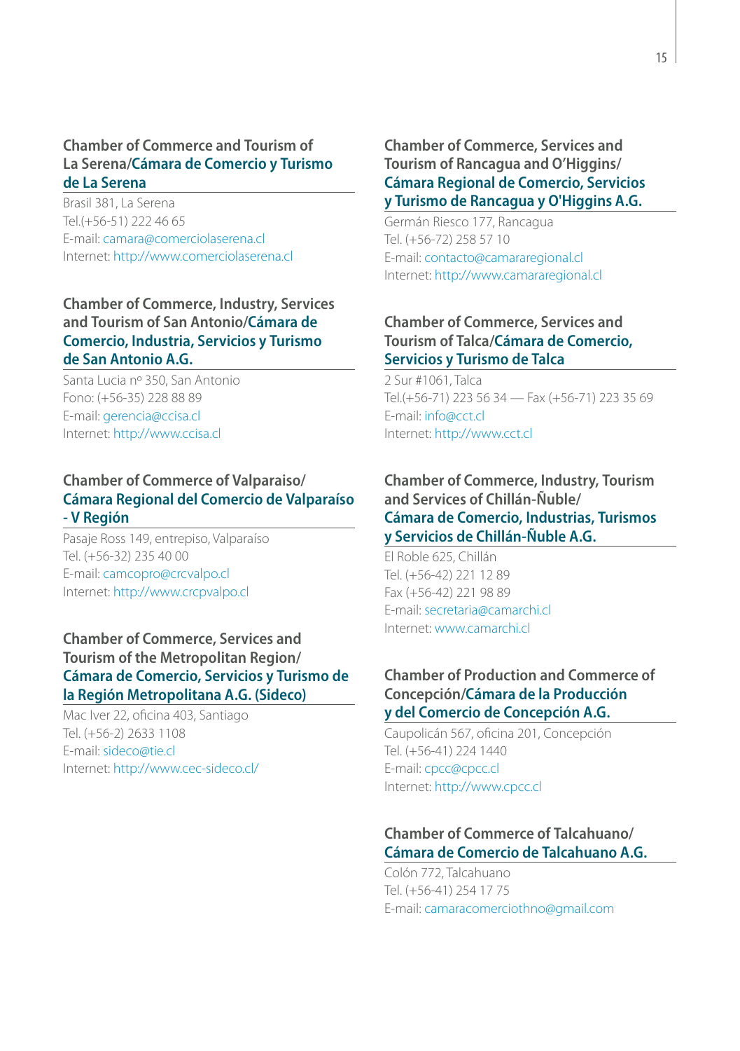### Chamber of Commerce and Tourism of La Serena/Cámara de Comercio y Turismo de La Serena

Brasil 381, La Serena
Tel.(+56-51) 222 46 65
E-mail: camara@comerciolaserena.cl
Internet: http://www.comerciolaserena.cl

### Chamber of Commerce, Industry, Services and Tourism of San Antonio/Cámara de Comercio, Industria, Servicios y Turismo de San Antonio A.G.

Santa Lucia nº 350, San Antonio
Fono: (+56-35) 228 88 89
E-mail: gerencia@ccisa.cl
Internet: http://www.ccisa.cl

### Chamber of Commerce of Valparaiso/ Cámara Regional del Comercio de Valparaíso - V Región

Pasaje Ross 149, entrepiso, Valparaíso
Tel. (+56-32) 235 40 00
E-mail: camcopro@crcvalpo.cl
Internet: http://www.crcpvalpo.cl

### Chamber of Commerce, Services and Tourism of the Metropolitan Region/ Cámara de Comercio, Servicios y Turismo de la Región Metropolitana A.G. (Sideco)

Mac Iver 22, oficina 403, Santiago
Tel. (+56-2) 2633 1108
E-mail: sideco@tie.cl
Internet: http://www.cec-sideco.cl/

### Chamber of Commerce, Services and Tourism of Rancagua and O'Higgins/ Cámara Regional de Comercio, Servicios y Turismo de Rancagua y O'Higgins A.G.

Germán Riesco 177, Rancagua
Tel. (+56-72) 258 57 10
E-mail: contacto@camararegional.cl
Internet: http://www.camararegional.cl

### Chamber of Commerce, Services and Tourism of Talca/Cámara de Comercio, Servicios y Turismo de Talca

2 Sur #1061, Talca
Tel.(+56-71) 223 56 34 — Fax (+56-71) 223 35 69
E-mail: info@cct.cl
Internet: http://www.cct.cl

### Chamber of Commerce, Industry, Tourism and Services of Chillán-Ñuble/ Cámara de Comercio, Industrias, Turismos y Servicios de Chillán-Ñuble A.G.

El Roble 625, Chillán
Tel. (+56-42) 221 12 89
Fax (+56-42) 221 98 89
E-mail: secretaria@camarchi.cl
Internet: www.camarchi.cl

### Chamber of Production and Commerce of Concepción/Cámara de la Producción y del Comercio de Concepción A.G.

Caupolicán 567, oficina 201, Concepción
Tel. (+56-41) 224 1440
E-mail: cpcc@cpcc.cl
Internet: http://www.cpcc.cl

### Chamber of Commerce of Talcahuano/ Cámara de Comercio de Talcahuano A.G.

Colón 772, Talcahuano
Tel. (+56-41) 254 17 75
E-mail: camaracomerciothno@gmail.com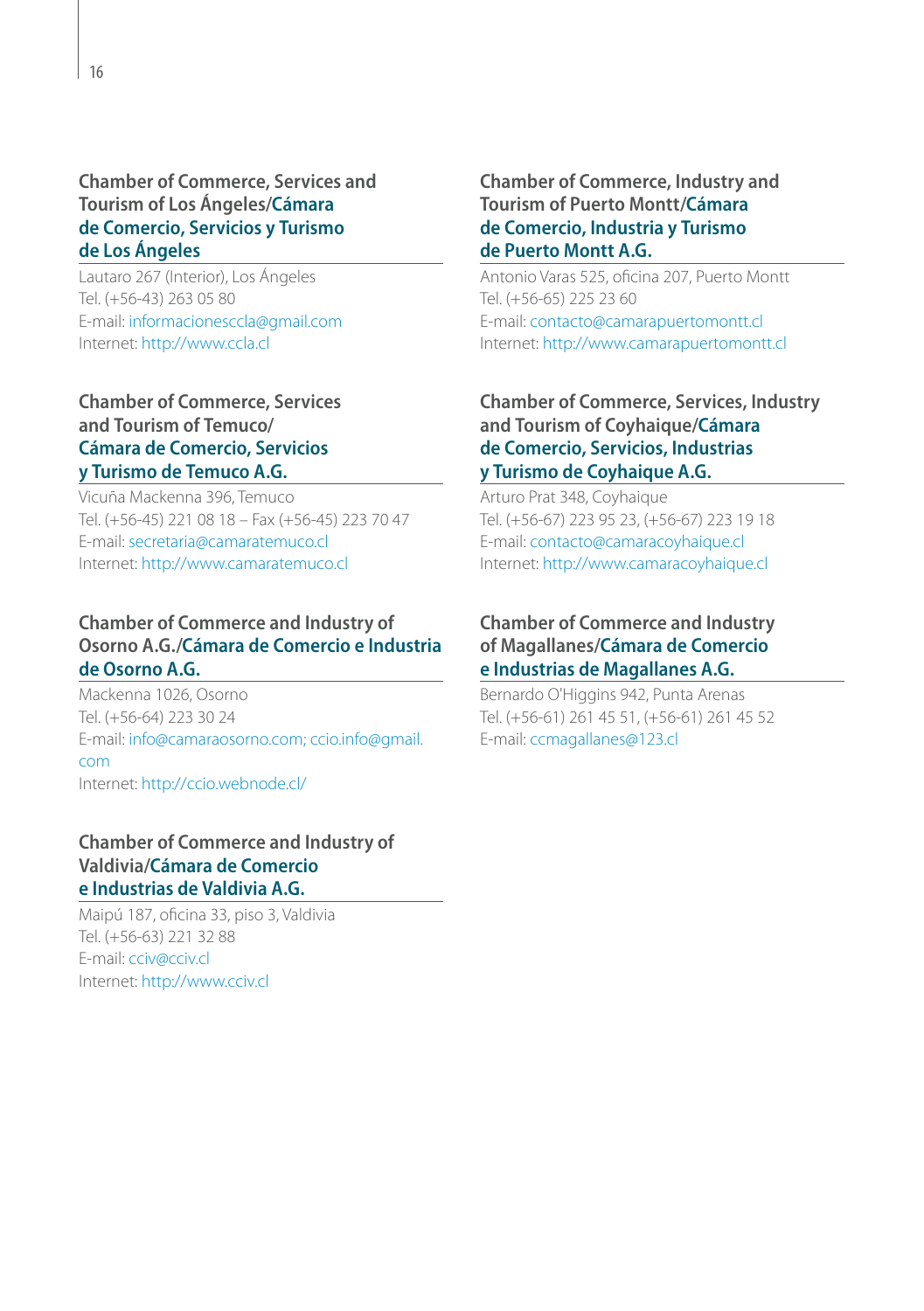### Chamber of Commerce, Services and Tourism of Los Ángeles/Cámara de Comercio, Servicios y Turismo de Los Ángeles

Lautaro 267 (Interior), Los Ángeles
Tel. (+56-43) 263 05 80
E-mail: informacionesccla@gmail.com
Internet: http://www.ccla.cl

### Chamber of Commerce, Services and Tourism of Temuco/ Cámara de Comercio, Servicios y Turismo de Temuco A.G.

Vicuña Mackenna 396, Temuco
Tel. (+56-45) 221 08 18 – Fax (+56-45) 223 70 47
E-mail: secretaria@camaratemuco.cl
Internet: http://www.camaratemuco.cl

### Chamber of Commerce and Industry of Osorno A.G./Cámara de Comercio e Industria de Osorno A.G.

Mackenna 1026, Osorno
Tel. (+56-64) 223 30 24
E-mail: info@camaraosorno.com; ccio.info@gmail.com
Internet: http://ccio.webnode.cl/

### Chamber of Commerce and Industry of Valdivia/Cámara de Comercio e Industrias de Valdivia A.G.

Maipú 187, oficina 33, piso 3, Valdivia
Tel. (+56-63) 221 32 88
E-mail: cciv@cciv.cl
Internet: http://www.cciv.cl

### Chamber of Commerce, Industry and Tourism of Puerto Montt/Cámara de Comercio, Industria y Turismo de Puerto Montt A.G.

Antonio Varas 525, oficina 207, Puerto Montt
Tel. (+56-65) 225 23 60
E-mail: contacto@camarapuertomontt.cl
Internet: http://www.camarapuertomontt.cl

### Chamber of Commerce, Services, Industry and Tourism of Coyhaique/Cámara de Comercio, Servicios, Industrias y Turismo de Coyhaique A.G.

Arturo Prat 348, Coyhaique
Tel. (+56-67) 223 95 23, (+56-67) 223 19 18
E-mail: contacto@camaracoyhaique.cl
Internet: http://www.camaracoyhaique.cl

### Chamber of Commerce and Industry of Magallanes/Cámara de Comercio e Industrias de Magallanes A.G.

Bernardo O'Higgins 942, Punta Arenas
Tel. (+56-61) 261 45 51, (+56-61) 261 45 52
E-mail: ccmagallanes@123.cl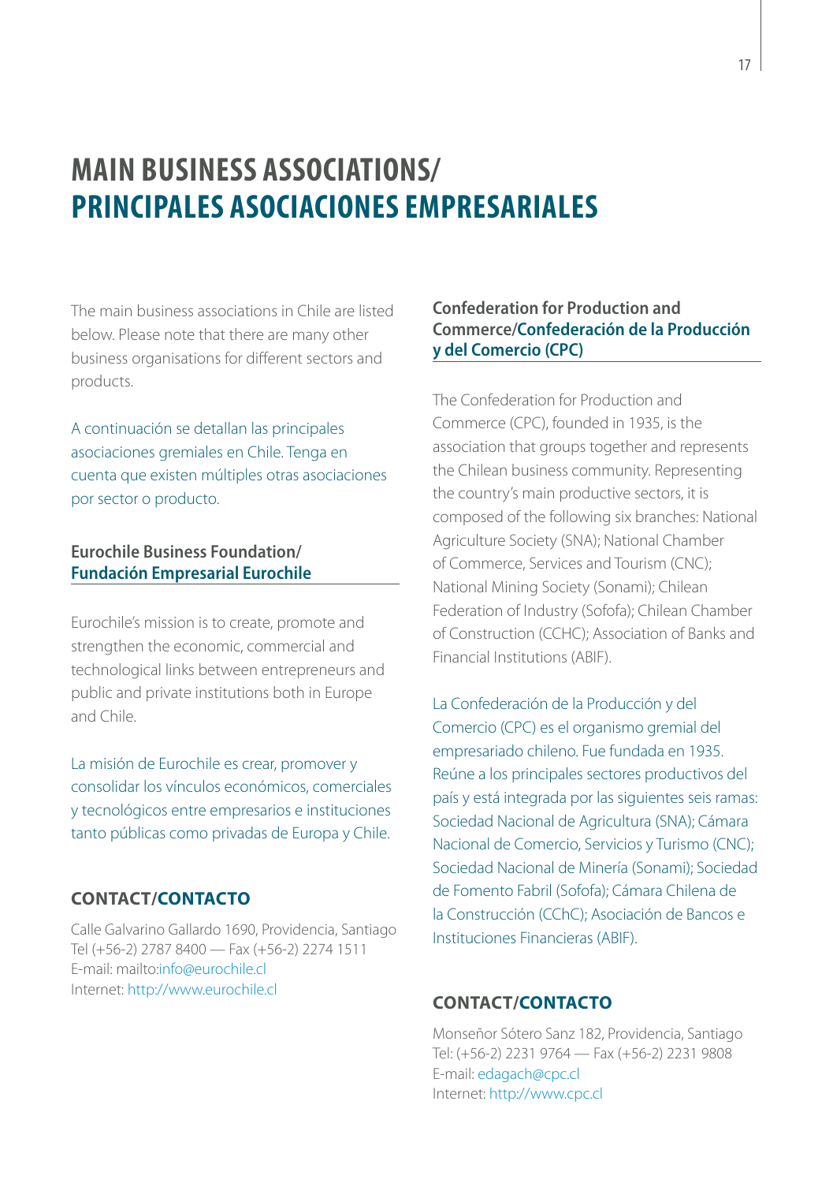# MAIN BUSINESS ASSOCIATIONS/ PRINCIPALES ASOCIACIONES EMPRESARIALES

The main business associations in Chile are listed below. Please note that there are many other business organisations for different sectors and products.

A continuación se detallan las principales asociaciones gremiales en Chile. Tenga en cuenta que existen múltiples otras asociaciones por sector o producto.

## Eurochile Business Foundation/ Fundación Empresarial Eurochile

Eurochile's mission is to create, promote and strengthen the economic, commercial and technological links between entrepreneurs and public and private institutions both in Europe and Chile.

La misión de Eurochile es crear, promover y consolidar los vínculos económicos, comerciales y tecnológicos entre empresarios e instituciones tanto públicas como privadas de Europa y Chile.

### CONTACT/CONTACTO

Calle Galvarino Gallardo 1690, Providencia, Santiago
Tel (+56-2) 2787 8400 — Fax (+56-2) 2274 1511
E-mail: mailto:info@eurochile.cl
Internet: http://www.eurochile.cl

## Confederation for Production and Commerce/Confederación de la Producción y del Comercio (CPC)

The Confederation for Production and Commerce (CPC), founded in 1935, is the association that groups together and represents the Chilean business community. Representing the country's main productive sectors, it is composed of the following six branches: National Agriculture Society (SNA); National Chamber of Commerce, Services and Tourism (CNC); National Mining Society (Sonami); Chilean Federation of Industry (Sofofa); Chilean Chamber of Construction (CCHC); Association of Banks and Financial Institutions (ABIF).

La Confederación de la Producción y del Comercio (CPC) es el organismo gremial del empresariado chileno. Fue fundada en 1935. Reúne a los principales sectores productivos del país y está integrada por las siguientes seis ramas: Sociedad Nacional de Agricultura (SNA); Cámara Nacional de Comercio, Servicios y Turismo (CNC); Sociedad Nacional de Minería (Sonami); Sociedad de Fomento Fabril (Sofofa); Cámara Chilena de la Construcción (CChC); Asociación de Bancos e Instituciones Financieras (ABIF).

### CONTACT/CONTACTO

Monseñor Sótero Sanz 182, Providencia, Santiago
Tel: (+56-2) 2231 9764 — Fax (+56-2) 2231 9808
E-mail: edagach@cpc.cl
Internet: http://www.cpc.cl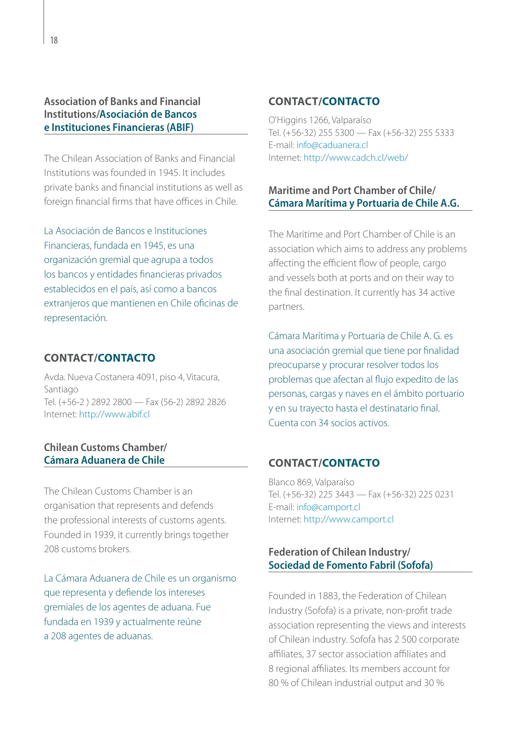## Association of Banks and Financial Institutions/Asociación de Bancos e Instituciones Financieras (ABIF)

The Chilean Association of Banks and Financial Institutions was founded in 1945. It includes private banks and financial institutions as well as foreign financial firms that have offices in Chile.

La Asociación de Bancos e Instituciones Financieras, fundada en 1945, es una organización gremial que agrupa a todos los bancos y entidades financieras privados establecidos en el país, así como a bancos extranjeros que mantienen en Chile oficinas de representación.

### CONTACT/CONTACTO

Avda. Nueva Costanera 4091, piso 4, Vitacura, Santiago
Tel. (+56-2 ) 2892 2800 — Fax (56-2) 2892 2826
Internet: http://www.abif.cl

## Chilean Customs Chamber/Cámara Aduanera de Chile

The Chilean Customs Chamber is an organisation that represents and defends the professional interests of customs agents. Founded in 1939, it currently brings together 208 customs brokers.

La Cámara Aduanera de Chile es un organismo que representa y defiende los intereses gremiales de los agentes de aduana. Fue fundada en 1939 y actualmente reúne a 208 agentes de aduanas.

### CONTACT/CONTACTO

O'Higgins 1266, Valparaíso
Tel. (+56-32) 255 5300 — Fax (+56-32) 255 5333
E-mail: info@caduanera.cl
Internet: http://www.cadch.cl/web/

## Maritime and Port Chamber of Chile/Cámara Marítima y Portuaria de Chile A.G.

The Maritime and Port Chamber of Chile is an association which aims to address any problems affecting the efficient flow of people, cargo and vessels both at ports and on their way to the final destination. It currently has 34 active partners.

Cámara Marítima y Portuaria de Chile A. G. es una asociación gremial que tiene por finalidad preocuparse y procurar resolver todos los problemas que afectan al flujo expedito de las personas, cargas y naves en el ámbito portuario y en su trayecto hasta el destinatario final. Cuenta con 34 socios activos.

### CONTACT/CONTACTO

Blanco 869, Valparaíso
Tel. (+56-32) 225 3443 — Fax (+56-32) 225 0231
E-mail: info@camport.cl
Internet: http://www.camport.cl

## Federation of Chilean Industry/Sociedad de Fomento Fabril (Sofofa)

Founded in 1883, the Federation of Chilean Industry (Sofofa) is a private, non-profit trade association representing the views and interests of Chilean industry. Sofofa has 2 500 corporate affiliates, 37 sector association affiliates and 8 regional affiliates. Its members account for 80 % of Chilean industrial output and 30 %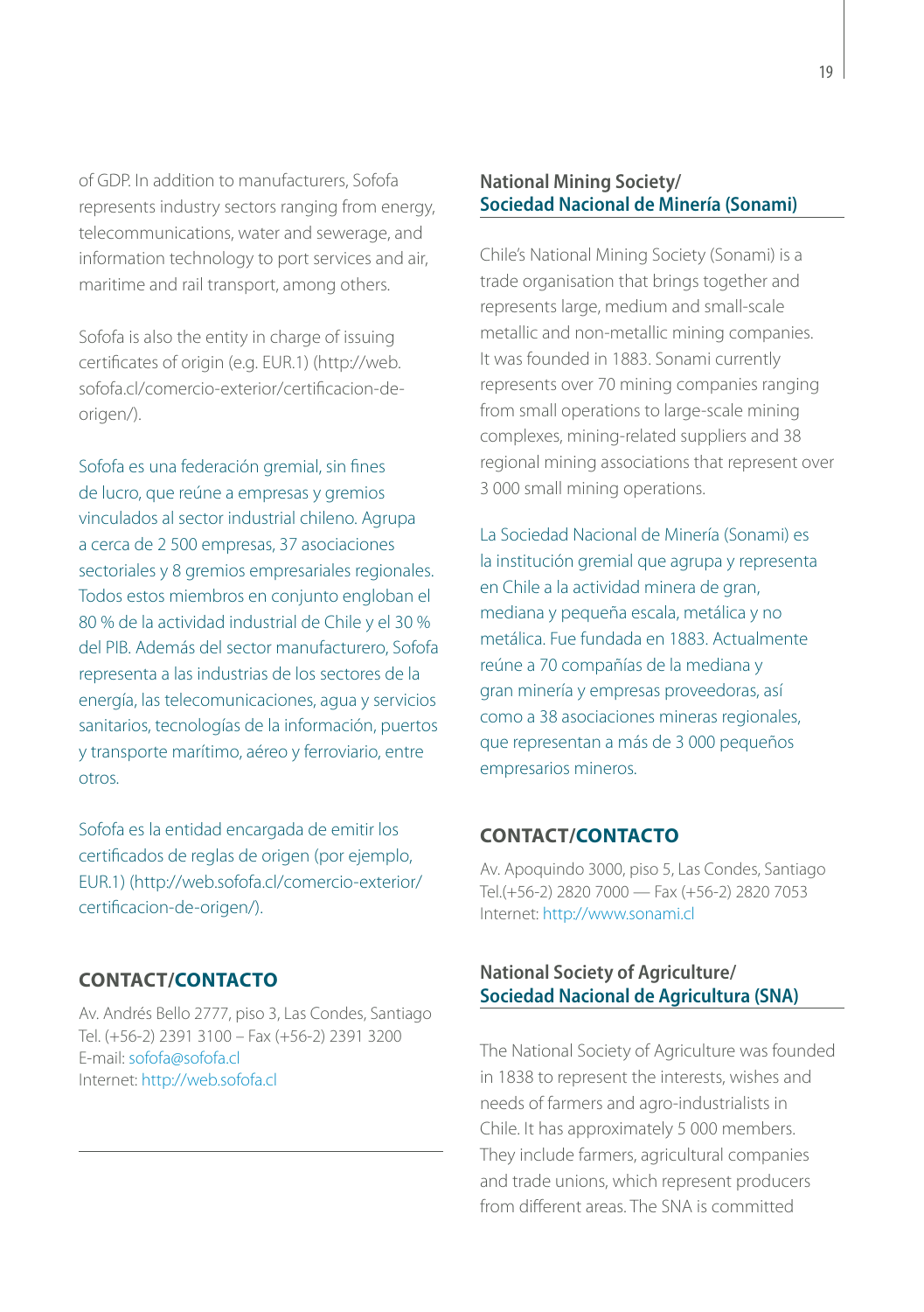of GDP. In addition to manufacturers, Sofofa represents industry sectors ranging from energy, telecommunications, water and sewerage, and information technology to port services and air, maritime and rail transport, among others.

Sofofa is also the entity in charge of issuing certificates of origin (e.g. EUR.1) (http://web.sofofa.cl/comercio-exterior/certificacion-de-origen/).

Sofofa es una federación gremial, sin fines de lucro, que reúne a empresas y gremios vinculados al sector industrial chileno. Agrupa a cerca de 2 500 empresas, 37 asociaciones sectoriales y 8 gremios empresariales regionales. Todos estos miembros en conjunto engloban el 80 % de la actividad industrial de Chile y el 30 % del PIB. Además del sector manufacturero, Sofofa representa a las industrias de los sectores de la energía, las telecomunicaciones, agua y servicios sanitarios, tecnologías de la información, puertos y transporte marítimo, aéreo y ferroviario, entre otros.

Sofofa es la entidad encargada de emitir los certificados de reglas de origen (por ejemplo, EUR.1) (http://web.sofofa.cl/comercio-exterior/certificacion-de-origen/).

### CONTACT/CONTACTO

Av. Andrés Bello 2777, piso 3, Las Condes, Santiago
Tel. (+56-2) 2391 3100 – Fax (+56-2) 2391 3200
E-mail: sofofa@sofofa.cl
Internet: http://web.sofofa.cl

## National Mining Society/ Sociedad Nacional de Minería (Sonami)

Chile's National Mining Society (Sonami) is a trade organisation that brings together and represents large, medium and small-scale metallic and non-metallic mining companies. It was founded in 1883. Sonami currently represents over 70 mining companies ranging from small operations to large-scale mining complexes, mining-related suppliers and 38 regional mining associations that represent over 3 000 small mining operations.

La Sociedad Nacional de Minería (Sonami) es la institución gremial que agrupa y representa en Chile a la actividad minera de gran, mediana y pequeña escala, metálica y no metálica. Fue fundada en 1883. Actualmente reúne a 70 compañías de la mediana y gran minería y empresas proveedoras, así como a 38 asociaciones mineras regionales, que representan a más de 3 000 pequeños empresarios mineros.

### CONTACT/CONTACTO

Av. Apoquindo 3000, piso 5, Las Condes, Santiago
Tel.(+56-2) 2820 7000 — Fax (+56-2) 2820 7053
Internet: http://www.sonami.cl

## National Society of Agriculture/ Sociedad Nacional de Agricultura (SNA)

The National Society of Agriculture was founded in 1838 to represent the interests, wishes and needs of farmers and agro-industrialists in Chile. It has approximately 5 000 members. They include farmers, agricultural companies and trade unions, which represent producers from different areas. The SNA is committed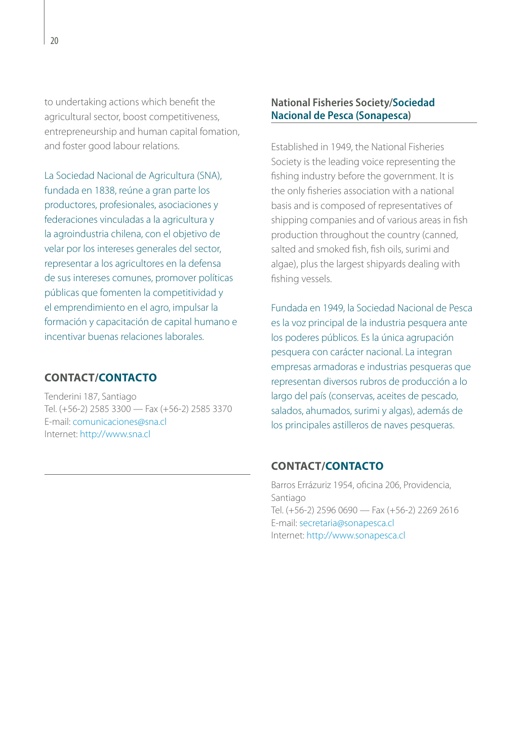to undertaking actions which benefit the agricultural sector, boost competitiveness, entrepreneurship and human capital fomation, and foster good labour relations.

La Sociedad Nacional de Agricultura (SNA), fundada en 1838, reúne a gran parte los productores, profesionales, asociaciones y federaciones vinculadas a la agricultura y la agroindustria chilena, con el objetivo de velar por los intereses generales del sector, representar a los agricultores en la defensa de sus intereses comunes, promover políticas públicas que fomenten la competitividad y el emprendimiento en el agro, impulsar la formación y capacitación de capital humano e incentivar buenas relaciones laborales.

### CONTACT/CONTACTO

Tenderini 187, Santiago
Tel. (+56-2) 2585 3300 — Fax (+56-2) 2585 3370
E-mail: comunicaciones@sna.cl
Internet: http://www.sna.cl

## National Fisheries Society/Sociedad Nacional de Pesca (Sonapesca)

Established in 1949, the National Fisheries Society is the leading voice representing the fishing industry before the government. It is the only fisheries association with a national basis and is composed of representatives of shipping companies and of various areas in fish production throughout the country (canned, salted and smoked fish, fish oils, surimi and algae), plus the largest shipyards dealing with fishing vessels.

Fundada en 1949, la Sociedad Nacional de Pesca es la voz principal de la industria pesquera ante los poderes públicos. Es la única agrupación pesquera con carácter nacional. La integran empresas armadoras e industrias pesqueras que representan diversos rubros de producción a lo largo del país (conservas, aceites de pescado, salados, ahumados, surimi y algas), además de los principales astilleros de naves pesqueras.

### CONTACT/CONTACTO

Barros Errázuriz 1954, oficina 206, Providencia, Santiago
Tel. (+56-2) 2596 0690 — Fax (+56-2) 2269 2616
E-mail: secretaria@sonapesca.cl
Internet: http://www.sonapesca.cl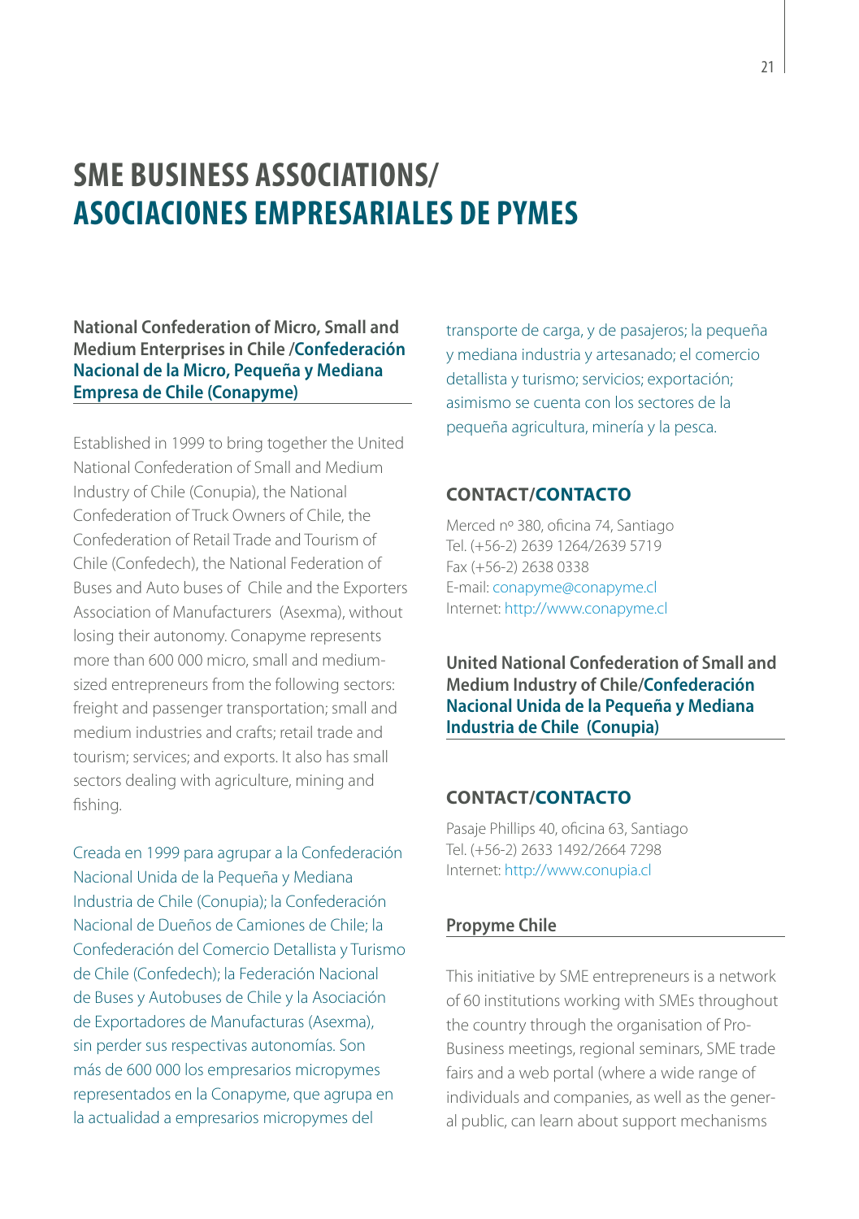# SME BUSINESS ASSOCIATIONS/ ASOCIACIONES EMPRESARIALES DE PYMES

### National Confederation of Micro, Small and Medium Enterprises in Chile /Confederación Nacional de la Micro, Pequeña y Mediana Empresa de Chile (Conapyme)

Established in 1999 to bring together the United National Confederation of Small and Medium Industry of Chile (Conupia), the National Confederation of Truck Owners of Chile, the Confederation of Retail Trade and Tourism of Chile (Confedech), the National Federation of Buses and Auto buses of Chile and the Exporters Association of Manufacturers (Asexma), without losing their autonomy. Conapyme represents more than 600 000 micro, small and medium-sized entrepreneurs from the following sectors: freight and passenger transportation; small and medium industries and crafts; retail trade and tourism; services; and exports. It also has small sectors dealing with agriculture, mining and fishing.

Creada en 1999 para agrupar a la Confederación Nacional Unida de la Pequeña y Mediana Industria de Chile (Conupia); la Confederación Nacional de Dueños de Camiones de Chile; la Confederación del Comercio Detallista y Turismo de Chile (Confedech); la Federación Nacional de Buses y Autobuses de Chile y la Asociación de Exportadores de Manufacturas (Asexma), sin perder sus respectivas autonomías. Son más de 600 000 los empresarios micropymes representados en la Conapyme, que agrupa en la actualidad a empresarios micropymes del transporte de carga, y de pasajeros; la pequeña y mediana industria y artesanado; el comercio detallista y turismo; servicios; exportación; asimismo se cuenta con los sectores de la pequeña agricultura, minería y la pesca.

#### CONTACT/CONTACTO

Merced nº 380, oficina 74, Santiago
Tel. (+56-2) 2639 1264/2639 5719
Fax (+56-2) 2638 0338
E-mail: conapyme@conapyme.cl
Internet: http://www.conapyme.cl

### United National Confederation of Small and Medium Industry of Chile/Confederación Nacional Unida de la Pequeña y Mediana Industria de Chile (Conupia)

#### CONTACT/CONTACTO

Pasaje Phillips 40, oficina 63, Santiago
Tel. (+56-2) 2633 1492/2664 7298
Internet: http://www.conupia.cl

### Propyme Chile

This initiative by SME entrepreneurs is a network of 60 institutions working with SMEs throughout the country through the organisation of Pro-Business meetings, regional seminars, SME trade fairs and a web portal (where a wide range of individuals and companies, as well as the general public, can learn about support mechanisms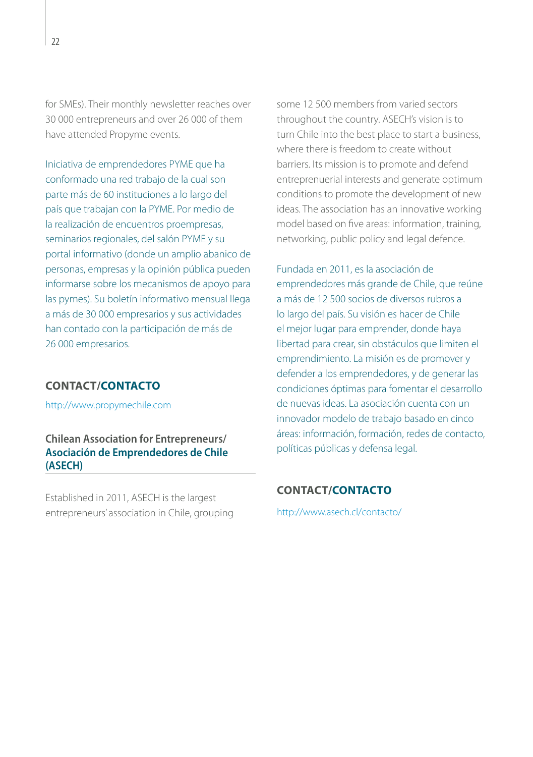for SMEs). Their monthly newsletter reaches over 30 000 entrepreneurs and over 26 000 of them have attended Propyme events.

Iniciativa de emprendedores PYME que ha conformado una red trabajo de la cual son parte más de 60 instituciones a lo largo del país que trabajan con la PYME. Por medio de la realización de encuentros proempresas, seminarios regionales, del salón PYME y su portal informativo (donde un amplio abanico de personas, empresas y la opinión pública pueden informarse sobre los mecanismos de apoyo para las pymes). Su boletín informativo mensual llega a más de 30 000 empresarios y sus actividades han contado con la participación de más de 26 000 empresarios.

### CONTACT/**CONTACTO**

http://www.propymechile.com

### Chilean Association for Entrepreneurs/ Asociación de Emprendedores de Chile (ASECH)

Established in 2011, ASECH is the largest entrepreneurs' association in Chile, grouping some 12 500 members from varied sectors throughout the country. ASECH's vision is to turn Chile into the best place to start a business, where there is freedom to create without barriers. Its mission is to promote and defend entrepreneurial interests and generate optimum conditions to promote the development of new ideas. The association has an innovative working model based on five areas: information, training, networking, public policy and legal defence.

Fundada en 2011, es la asociación de emprendedores más grande de Chile, que reúne a más de 12 500 socios de diversos rubros a lo largo del país. Su visión es hacer de Chile el mejor lugar para emprender, donde haya libertad para crear, sin obstáculos que limiten el emprendimiento. La misión es de promover y defender a los emprendedores, y de generar las condiciones óptimas para fomentar el desarrollo de nuevas ideas. La asociación cuenta con un innovador modelo de trabajo basado en cinco áreas: información, formación, redes de contacto, políticas públicas y defensa legal.

### CONTACT/**CONTACTO**

http://www.asech.cl/contacto/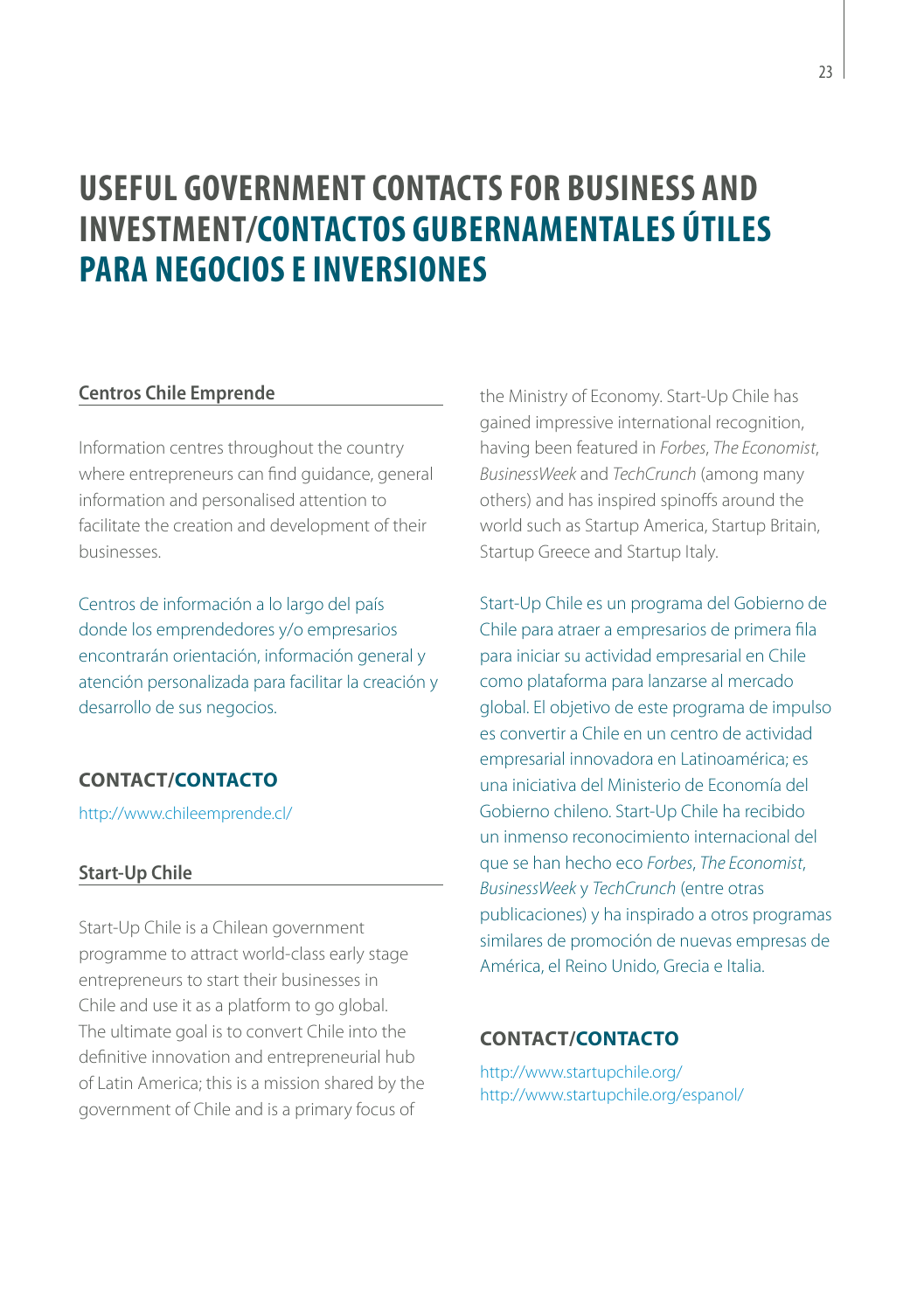# USEFUL GOVERNMENT CONTACTS FOR BUSINESS AND INVESTMENT/CONTACTOS GUBERNAMENTALES ÚTILES PARA NEGOCIOS E INVERSIONES

## Centros Chile Emprende

Information centres throughout the country where entrepreneurs can find guidance, general information and personalised attention to facilitate the creation and development of their businesses.

Centros de información a lo largo del país donde los emprendedores y/o empresarios encontrarán orientación, información general y atención personalizada para facilitar la creación y desarrollo de sus negocios.

### CONTACT/CONTACTO

http://www.chileemprende.cl/

## Start-Up Chile

Start-Up Chile is a Chilean government programme to attract world-class early stage entrepreneurs to start their businesses in Chile and use it as a platform to go global. The ultimate goal is to convert Chile into the definitive innovation and entrepreneurial hub of Latin America; this is a mission shared by the government of Chile and is a primary focus of the Ministry of Economy. Start-Up Chile has gained impressive international recognition, having been featured in *Forbes*, *The Economist*, *BusinessWeek* and *TechCrunch* (among many others) and has inspired spinoffs around the world such as Startup America, Startup Britain, Startup Greece and Startup Italy.

Start-Up Chile es un programa del Gobierno de Chile para atraer a empresarios de primera fila para iniciar su actividad empresarial en Chile como plataforma para lanzarse al mercado global. El objetivo de este programa de impulso es convertir a Chile en un centro de actividad empresarial innovadora en Latinoamérica; es una iniciativa del Ministerio de Economía del Gobierno chileno. Start-Up Chile ha recibido un inmenso reconocimiento internacional del que se han hecho eco *Forbes*, *The Economist*, *BusinessWeek* y *TechCrunch* (entre otras publicaciones) y ha inspirado a otros programas similares de promoción de nuevas empresas de América, el Reino Unido, Grecia e Italia.

### CONTACT/CONTACTO

http://www.startupchile.org/
http://www.startupchile.org/espanol/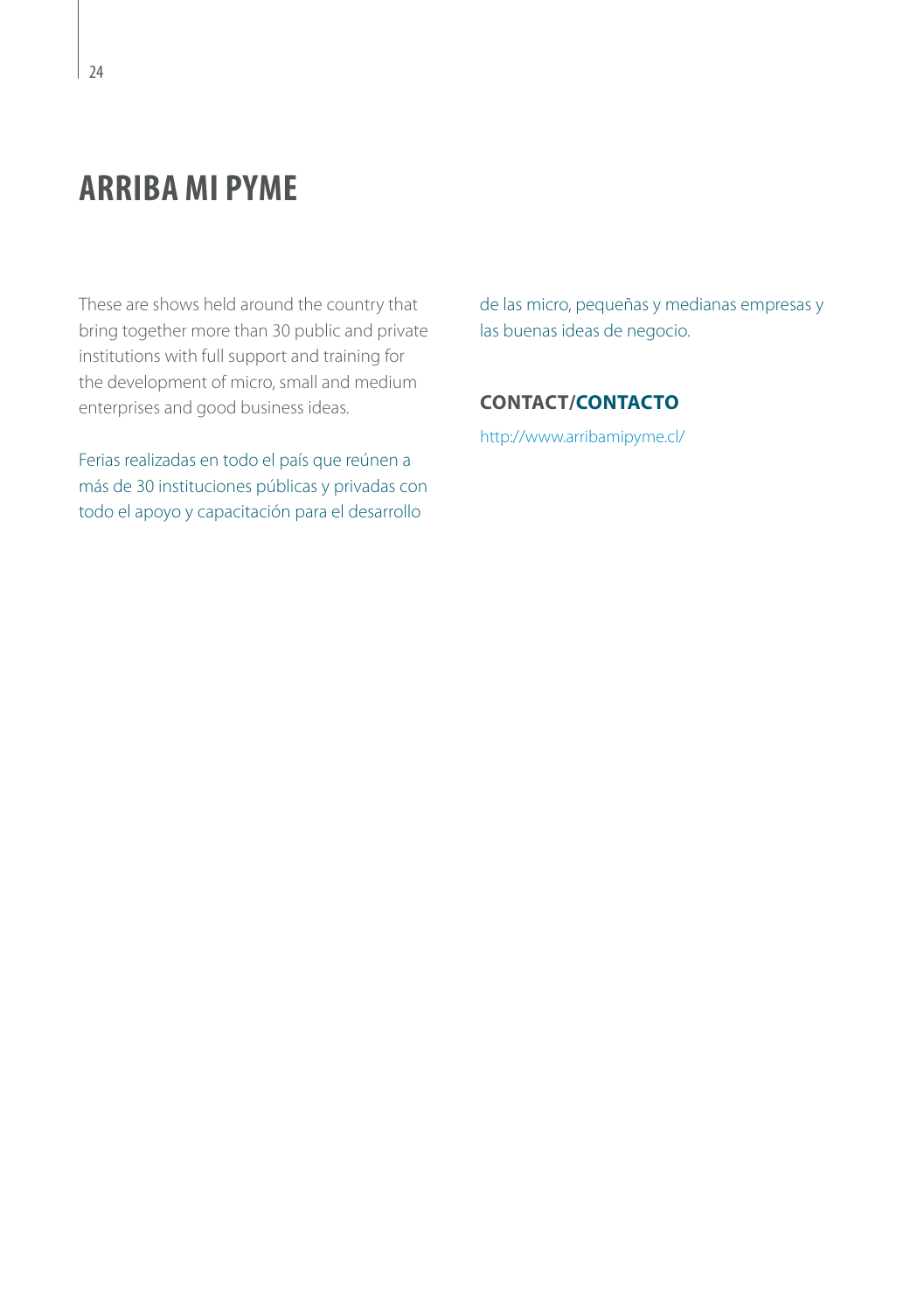# ARRIBA MI PYME

These are shows held around the country that bring together more than 30 public and private institutions with full support and training for the development of micro, small and medium enterprises and good business ideas.

Ferias realizadas en todo el país que reúnen a más de 30 instituciones públicas y privadas con todo el apoyo y capacitación para el desarrollo de las micro, pequeñas y medianas empresas y las buenas ideas de negocio.

### CONTACT/CONTACTO

http://www.arribamipyme.cl/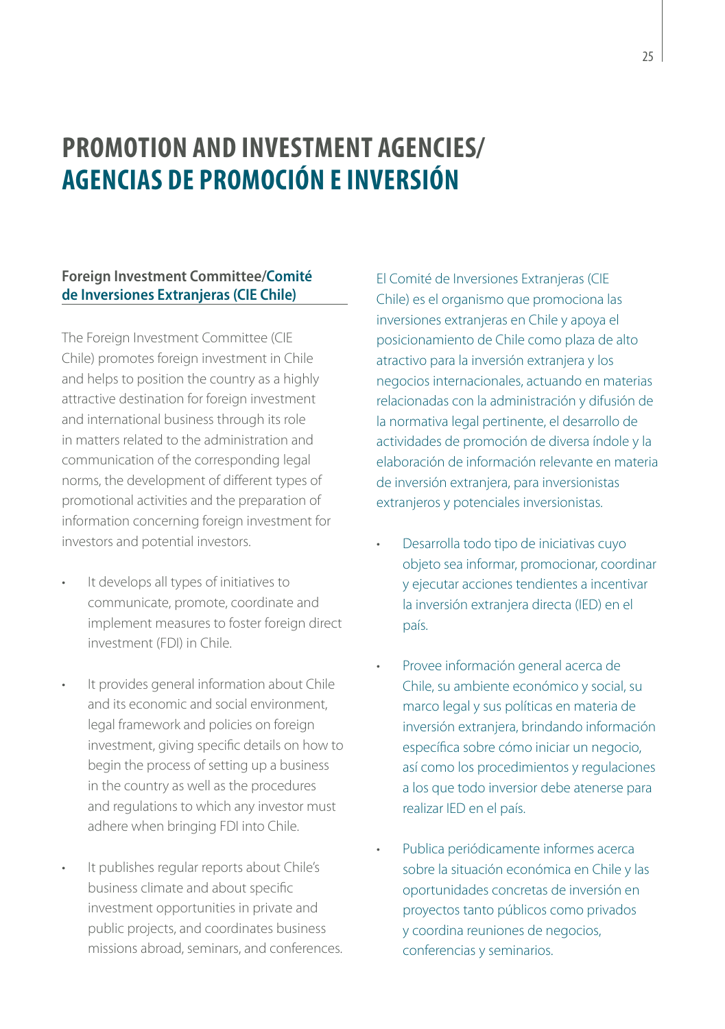# PROMOTION AND INVESTMENT AGENCIES/ AGENCIAS DE PROMOCIÓN E INVERSIÓN

### Foreign Investment Committee/Comité de Inversiones Extranjeras (CIE Chile)

The Foreign Investment Committee (CIE Chile) promotes foreign investment in Chile and helps to position the country as a highly attractive destination for foreign investment and international business through its role in matters related to the administration and communication of the corresponding legal norms, the development of different types of promotional activities and the preparation of information concerning foreign investment for investors and potential investors.

- It develops all types of initiatives to communicate, promote, coordinate and implement measures to foster foreign direct investment (FDI) in Chile.
- It provides general information about Chile and its economic and social environment, legal framework and policies on foreign investment, giving specific details on how to begin the process of setting up a business in the country as well as the procedures and regulations to which any investor must adhere when bringing FDI into Chile.
- It publishes regular reports about Chile's business climate and about specific investment opportunities in private and public projects, and coordinates business missions abroad, seminars, and conferences.

El Comité de Inversiones Extranjeras (CIE Chile) es el organismo que promociona las inversiones extranjeras en Chile y apoya el posicionamiento de Chile como plaza de alto atractivo para la inversión extranjera y los negocios internacionales, actuando en materias relacionadas con la administración y difusión de la normativa legal pertinente, el desarrollo de actividades de promoción de diversa índole y la elaboración de información relevante en materia de inversión extranjera, para inversionistas extranjeros y potenciales inversionistas.

- Desarrolla todo tipo de iniciativas cuyo objeto sea informar, promocionar, coordinar y ejecutar acciones tendientes a incentivar la inversión extranjera directa (IED) en el país.
- Provee información general acerca de Chile, su ambiente económico y social, su marco legal y sus políticas en materia de inversión extranjera, brindando información específica sobre cómo iniciar un negocio, así como los procedimientos y regulaciones a los que todo inversior debe atenerse para realizar IED en el país.
- Publica periódicamente informes acerca sobre la situación económica en Chile y las oportunidades concretas de inversión en proyectos tanto públicos como privados y coordina reuniones de negocios, conferencias y seminarios.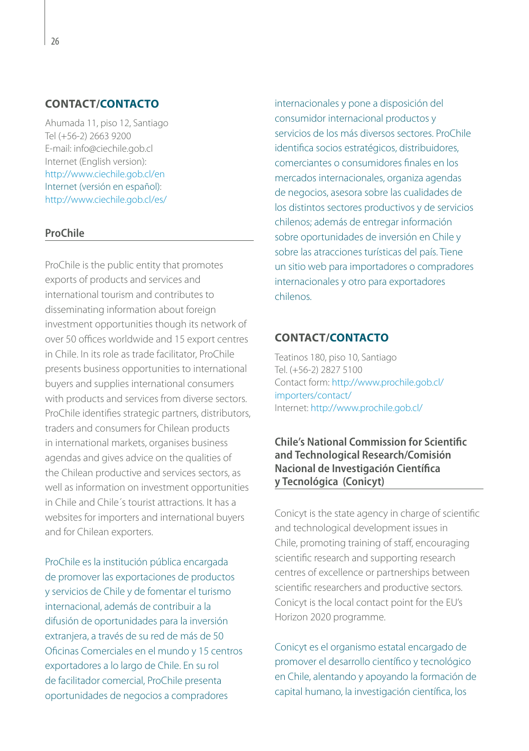### CONTACT/CONTACTO

Ahumada 11, piso 12, Santiago
Tel (+56-2) 2663 9200
E-mail: info@ciechile.gob.cl
Internet (English version):
http://www.ciechile.gob.cl/en
Internet (versión en español):
http://www.ciechile.gob.cl/es/

### ProChile

ProChile is the public entity that promotes exports of products and services and international tourism and contributes to disseminating information about foreign investment opportunities though its network of over 50 offices worldwide and 15 export centres in Chile. In its role as trade facilitator, ProChile presents business opportunities to international buyers and supplies international consumers with products and services from diverse sectors. ProChile identifies strategic partners, distributors, traders and consumers for Chilean products in international markets, organises business agendas and gives advice on the qualities of the Chilean productive and services sectors, as well as information on investment opportunities in Chile and Chile´s tourist attractions. It has a websites for importers and international buyers and for Chilean exporters.

ProChile es la institución pública encargada de promover las exportaciones de productos y servicios de Chile y de fomentar el turismo internacional, además de contribuir a la difusión de oportunidades para la inversión extranjera, a través de su red de más de 50 Oficinas Comerciales en el mundo y 15 centros exportadores a lo largo de Chile. En su rol de facilitador comercial, ProChile presenta oportunidades de negocios a compradores internacionales y pone a disposición del consumidor internacional productos y servicios de los más diversos sectores. ProChile identifica socios estratégicos, distribuidores, comerciantes o consumidores finales en los mercados internacionales, organiza agendas de negocios, asesora sobre las cualidades de los distintos sectores productivos y de servicios chilenos; además de entregar información sobre oportunidades de inversión en Chile y sobre las atracciones turísticas del país. Tiene un sitio web para importadores o compradores internacionales y otro para exportadores chilenos.

### CONTACT/CONTACTO

Teatinos 180, piso 10, Santiago
Tel. (+56-2) 2827 5100
Contact form: http://www.prochile.gob.cl/importers/contact/
Internet: http://www.prochile.gob.cl/

### Chile's National Commission for Scientific and Technological Research/Comisión Nacional de Investigación Científica y Tecnológica (Conicyt)

Conicyt is the state agency in charge of scientific and technological development issues in Chile, promoting training of staff, encouraging scientific research and supporting research centres of excellence or partnerships between scientific researchers and productive sectors. Conicyt is the local contact point for the EU's Horizon 2020 programme.

Conicyt es el organismo estatal encargado de promover el desarrollo científico y tecnológico en Chile, alentando y apoyando la formación de capital humano, la investigación científica, los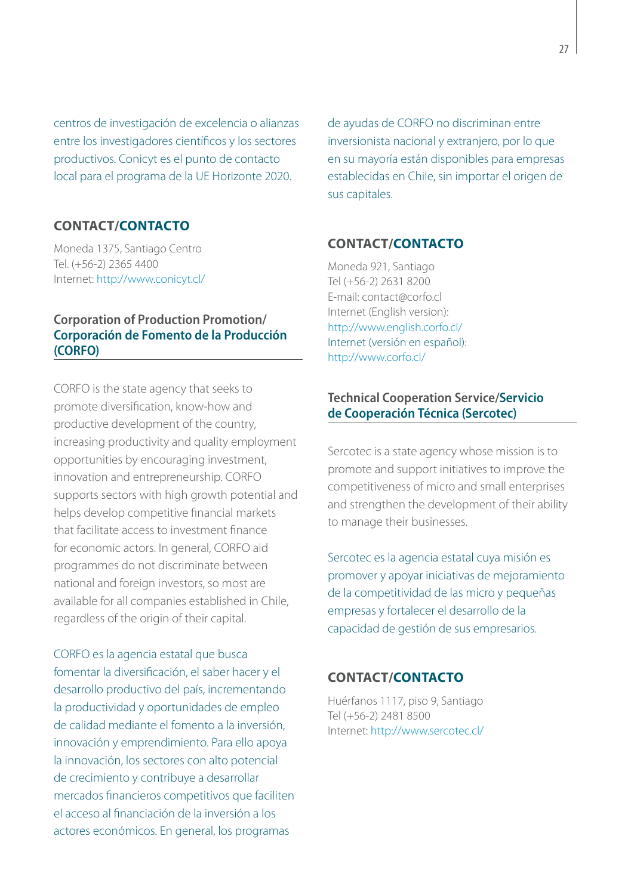centros de investigación de excelencia o alianzas entre los investigadores científicos y los sectores productivos. Conicyt es el punto de contacto local para el programa de la UE Horizonte 2020.

### CONTACT/CONTACTO

Moneda 1375, Santiago Centro
Tel. (+56-2) 2365 4400
Internet: http://www.conicyt.cl/

## Corporation of Production Promotion/ Corporación de Fomento de la Producción (CORFO)

CORFO is the state agency that seeks to promote diversification, know-how and productive development of the country, increasing productivity and quality employment opportunities by encouraging investment, innovation and entrepreneurship. CORFO supports sectors with high growth potential and helps develop competitive financial markets that facilitate access to investment finance for economic actors. In general, CORFO aid programmes do not discriminate between national and foreign investors, so most are available for all companies established in Chile, regardless of the origin of their capital.

CORFO es la agencia estatal que busca fomentar la diversificación, el saber hacer y el desarrollo productivo del país, incrementando la productividad y oportunidades de empleo de calidad mediante el fomento a la inversión, innovación y emprendimiento. Para ello apoya la innovación, los sectores con alto potencial de crecimiento y contribuye a desarrollar mercados financieros competitivos que faciliten el acceso al financiación de la inversión a los actores económicos. En general, los programas de ayudas de CORFO no discriminan entre inversionista nacional y extranjero, por lo que en su mayoría están disponibles para empresas establecidas en Chile, sin importar el origen de sus capitales.

### CONTACT/CONTACTO

Moneda 921, Santiago
Tel (+56-2) 2631 8200
E-mail: contact@corfo.cl
Internet (English version):
http://www.english.corfo.cl/
Internet (versión en español):
http://www.corfo.cl/

## Technical Cooperation Service/Servicio de Cooperación Técnica (Sercotec)

Sercotec is a state agency whose mission is to promote and support initiatives to improve the competitiveness of micro and small enterprises and strengthen the development of their ability to manage their businesses.

Sercotec es la agencia estatal cuya misión es promover y apoyar iniciativas de mejoramiento de la competitividad de las micro y pequeñas empresas y fortalecer el desarrollo de la capacidad de gestión de sus empresarios.

### CONTACT/CONTACTO

Huérfanos 1117, piso 9, Santiago
Tel (+56-2) 2481 8500
Internet: http://www.sercotec.cl/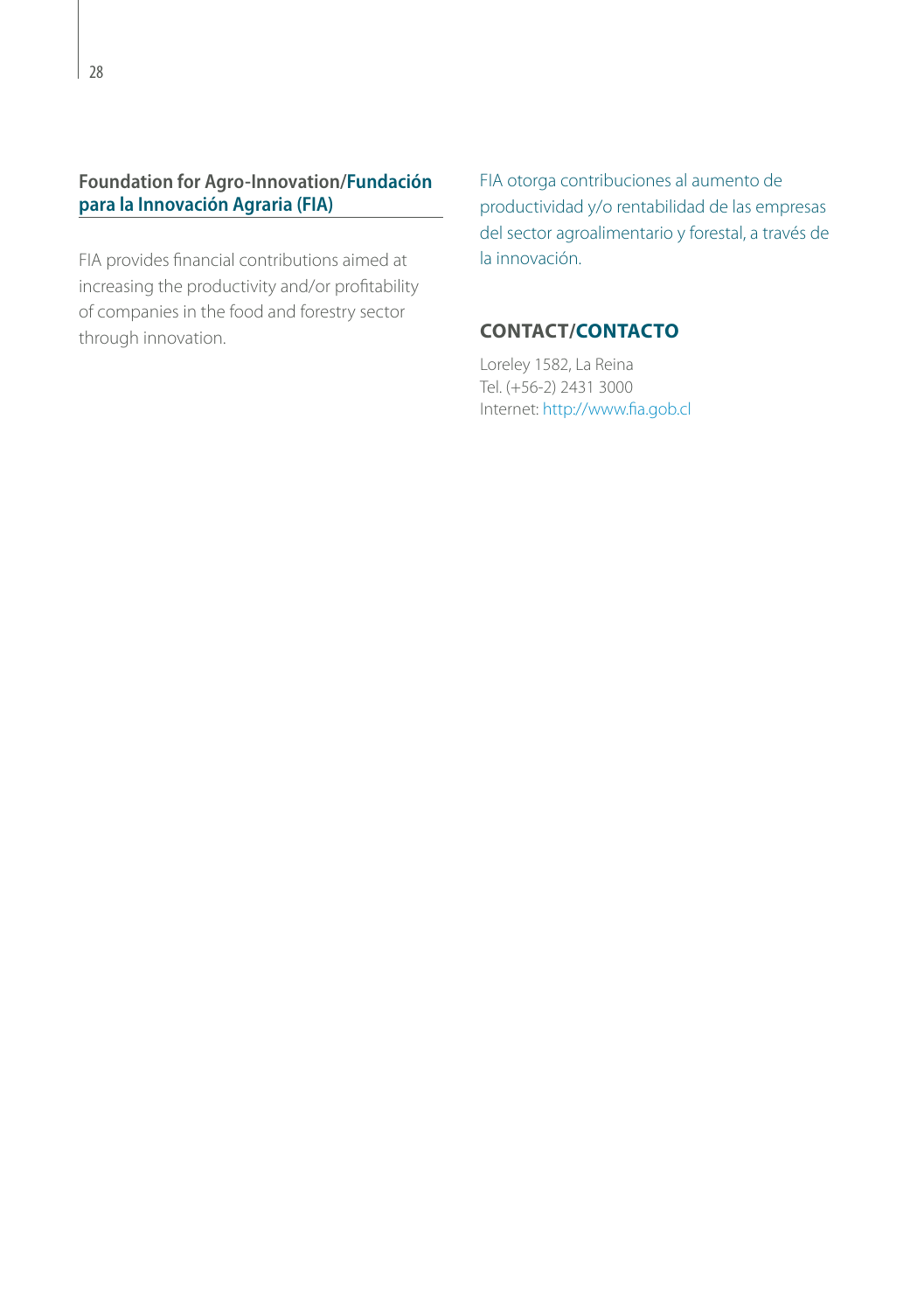## Foundation for Agro-Innovation/Fundación para la Innovación Agraria (FIA)

FIA provides financial contributions aimed at increasing the productivity and/or profitability of companies in the food and forestry sector through innovation.

FIA otorga contribuciones al aumento de productividad y/o rentabilidad de las empresas del sector agroalimentario y forestal, a través de la innovación.

### CONTACT/CONTACTO

Loreley 1582, La Reina
Tel. (+56-2) 2431 3000
Internet: http://www.fia.gob.cl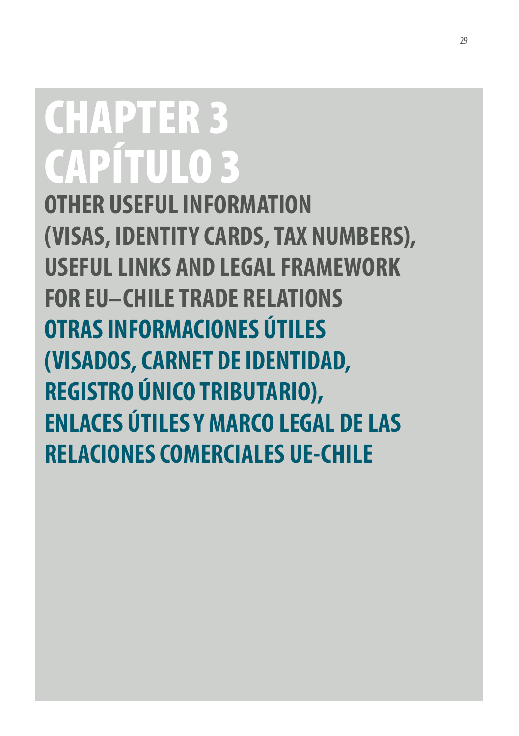# CHAPTER 3
# CAPÍTULO 3

## OTHER USEFUL INFORMATION (VISAS, IDENTITY CARDS, TAX NUMBERS), USEFUL LINKS AND LEGAL FRAMEWORK FOR EU–CHILE TRADE RELATIONS

## OTRAS INFORMACIONES ÚTILES (VISADOS, CARNET DE IDENTIDAD, REGISTRO ÚNICO TRIBUTARIO), ENLACES ÚTILES Y MARCO LEGAL DE LAS RELACIONES COMERCIALES UE-CHILE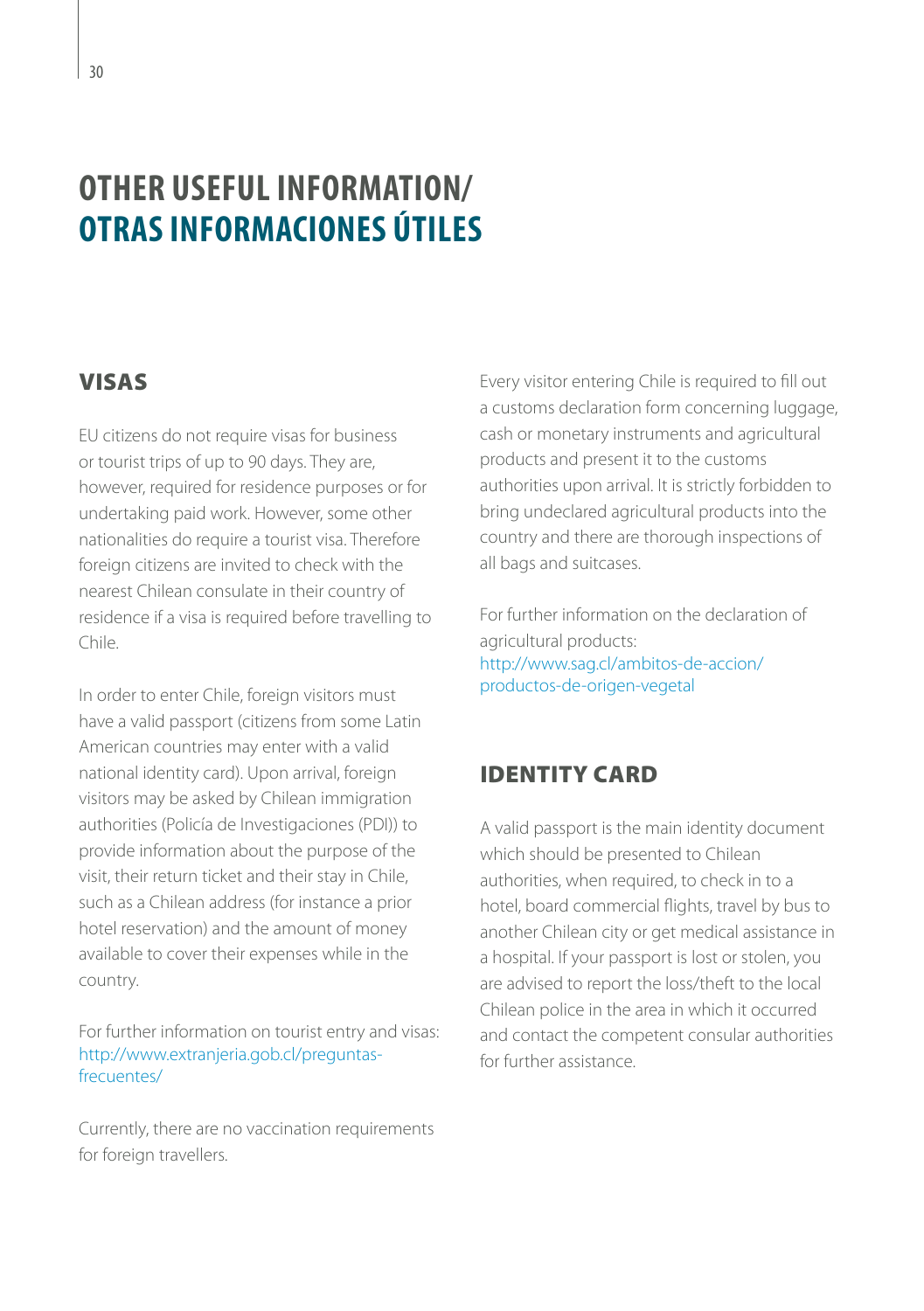# OTHER USEFUL INFORMATION/ OTRAS INFORMACIONES ÚTILES

## VISAS

EU citizens do not require visas for business or tourist trips of up to 90 days. They are, however, required for residence purposes or for undertaking paid work. However, some other nationalities do require a tourist visa. Therefore foreign citizens are invited to check with the nearest Chilean consulate in their country of residence if a visa is required before travelling to Chile.

In order to enter Chile, foreign visitors must have a valid passport (citizens from some Latin American countries may enter with a valid national identity card). Upon arrival, foreign visitors may be asked by Chilean immigration authorities (Policía de Investigaciones (PDI)) to provide information about the purpose of the visit, their return ticket and their stay in Chile, such as a Chilean address (for instance a prior hotel reservation) and the amount of money available to cover their expenses while in the country.

For further information on tourist entry and visas: http://www.extranjeria.gob.cl/preguntas-frecuentes/

Currently, there are no vaccination requirements for foreign travellers.

Every visitor entering Chile is required to fill out a customs declaration form concerning luggage, cash or monetary instruments and agricultural products and present it to the customs authorities upon arrival. It is strictly forbidden to bring undeclared agricultural products into the country and there are thorough inspections of all bags and suitcases.

For further information on the declaration of agricultural products: http://www.sag.cl/ambitos-de-accion/productos-de-origen-vegetal

## IDENTITY CARD

A valid passport is the main identity document which should be presented to Chilean authorities, when required, to check in to a hotel, board commercial flights, travel by bus to another Chilean city or get medical assistance in a hospital. If your passport is lost or stolen, you are advised to report the loss/theft to the local Chilean police in the area in which it occurred and contact the competent consular authorities for further assistance.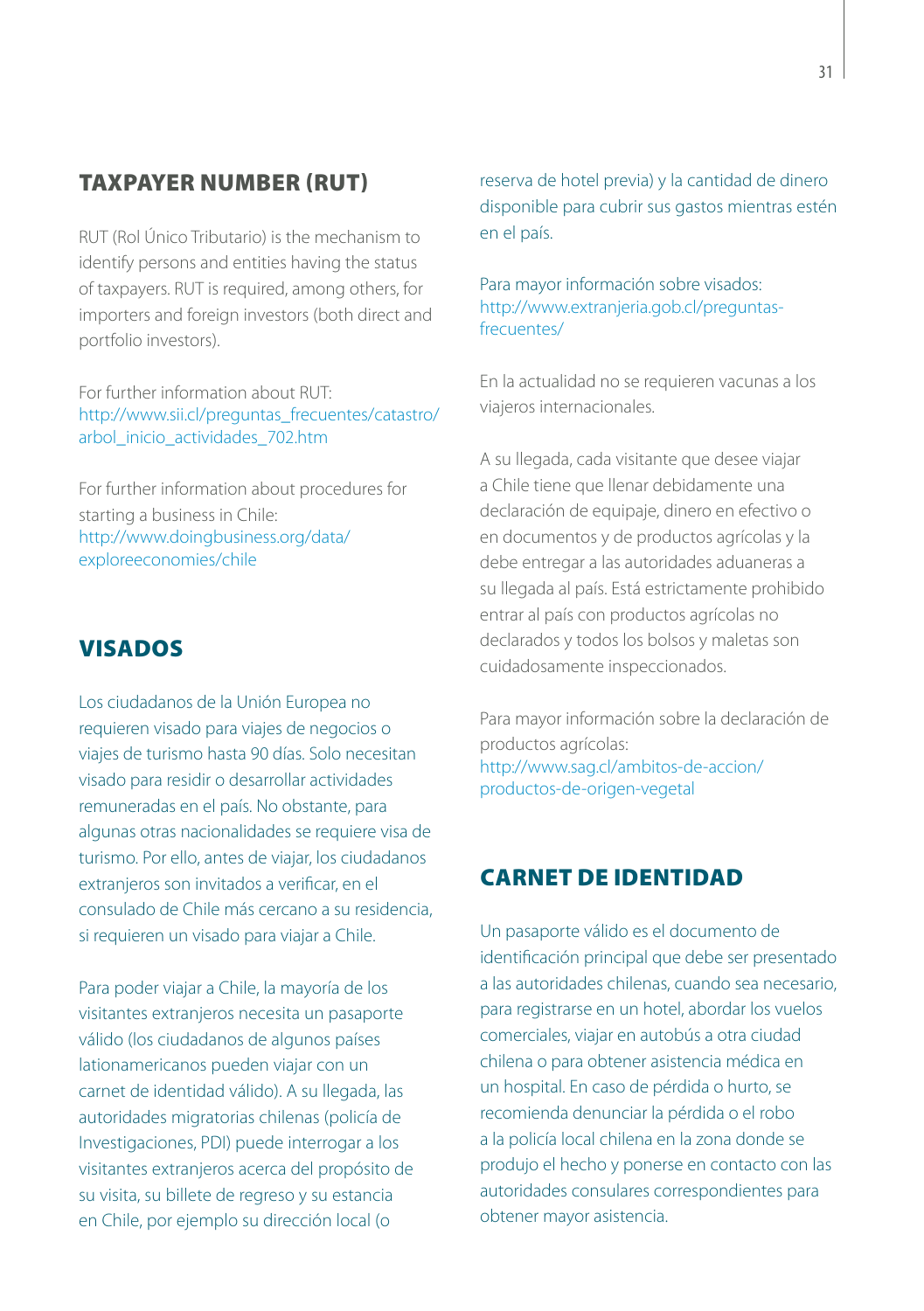## TAXPAYER NUMBER (RUT)

RUT (Rol Único Tributario) is the mechanism to identify persons and entities having the status of taxpayers. RUT is required, among others, for importers and foreign investors (both direct and portfolio investors).

For further information about RUT:
http://www.sii.cl/preguntas_frecuentes/catastro/arbol_inicio_actividades_702.htm

For further information about procedures for starting a business in Chile:
http://www.doingbusiness.org/data/exploreeconomies/chile

## VISADOS

Los ciudadanos de la Unión Europea no requieren visado para viajes de negocios o viajes de turismo hasta 90 días. Solo necesitan visado para residir o desarrollar actividades remuneradas en el país. No obstante, para algunas otras nacionalidades se requiere visa de turismo. Por ello, antes de viajar, los ciudadanos extranjeros son invitados a verificar, en el consulado de Chile más cercano a su residencia, si requieren un visado para viajar a Chile.

Para poder viajar a Chile, la mayoría de los visitantes extranjeros necesita un pasaporte válido (los ciudadanos de algunos países lationamericanos pueden viajar con un carnet de identidad válido). A su llegada, las autoridades migratorias chilenas (policía de Investigaciones, PDI) puede interrogar a los visitantes extranjeros acerca del propósito de su visita, su billete de regreso y su estancia en Chile, por ejemplo su dirección local (o reserva de hotel previa) y la cantidad de dinero disponible para cubrir sus gastos mientras estén en el país.

Para mayor información sobre visados:
http://www.extranjeria.gob.cl/preguntas-frecuentes/

En la actualidad no se requieren vacunas a los viajeros internacionales.

A su llegada, cada visitante que desee viajar a Chile tiene que llenar debidamente una declaración de equipaje, dinero en efectivo o en documentos y de productos agrícolas y la debe entregar a las autoridades aduaneras a su llegada al país. Está estrictamente prohibido entrar al país con productos agrícolas no declarados y todos los bolsos y maletas son cuidadosamente inspeccionados.

Para mayor información sobre la declaración de productos agrícolas:
http://www.sag.cl/ambitos-de-accion/productos-de-origen-vegetal

## CARNET DE IDENTIDAD

Un pasaporte válido es el documento de identificación principal que debe ser presentado a las autoridades chilenas, cuando sea necesario, para registrarse en un hotel, abordar los vuelos comerciales, viajar en autobús a otra ciudad chilena o para obtener asistencia médica en un hospital. En caso de pérdida o hurto, se recomienda denunciar la pérdida o el robo a la policía local chilena en la zona donde se produjo el hecho y ponerse en contacto con las autoridades consulares correspondientes para obtener mayor asistencia.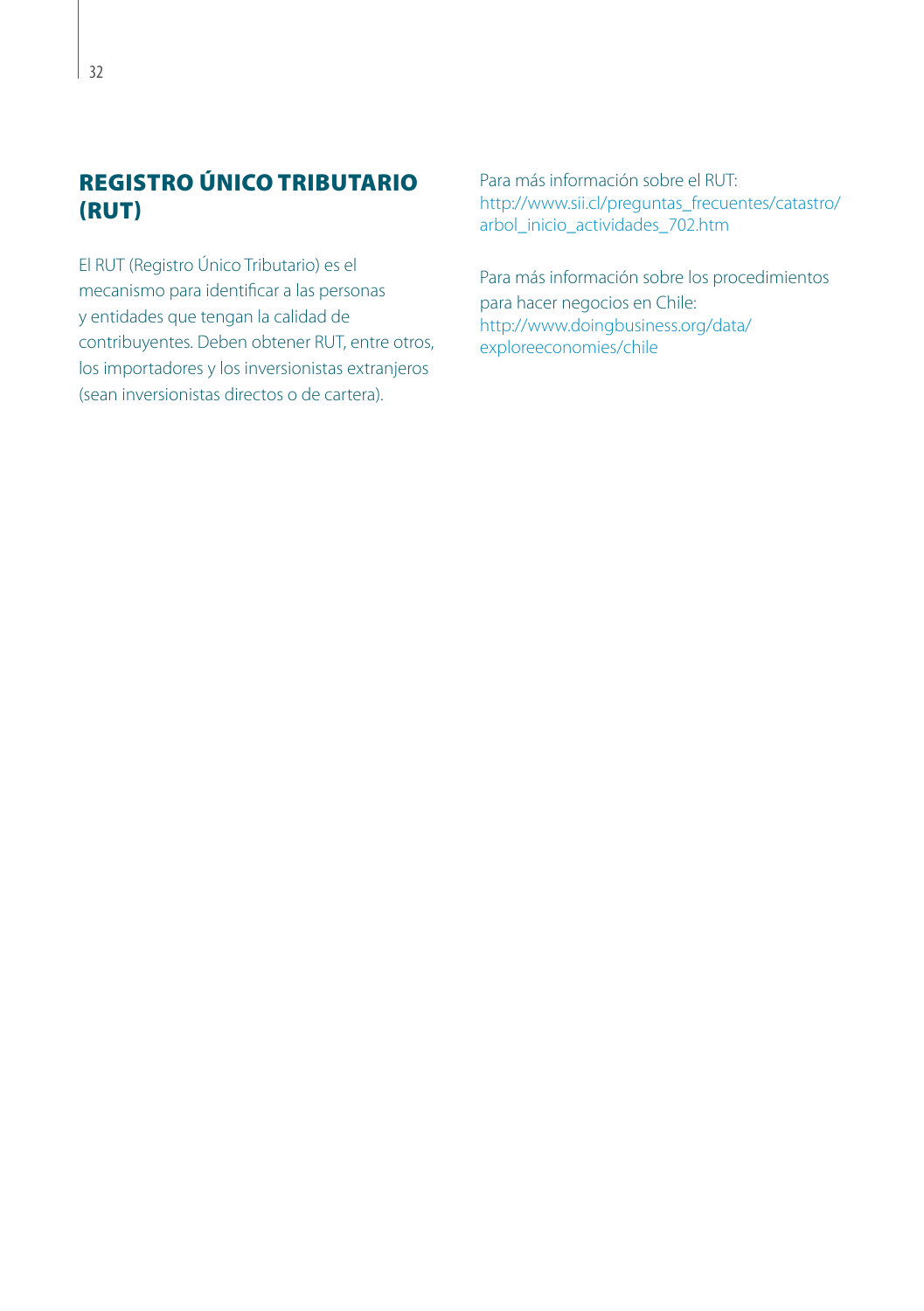## REGISTRO ÚNICO TRIBUTARIO (RUT)

El RUT (Registro Único Tributario) es el mecanismo para identificar a las personas y entidades que tengan la calidad de contribuyentes. Deben obtener RUT, entre otros, los importadores y los inversionistas extranjeros (sean inversionistas directos o de cartera).

Para más información sobre el RUT:
http://www.sii.cl/preguntas_frecuentes/catastro/arbol_inicio_actividades_702.htm

Para más información sobre los procedimientos para hacer negocios en Chile:
http://www.doingbusiness.org/data/exploreeconomies/chile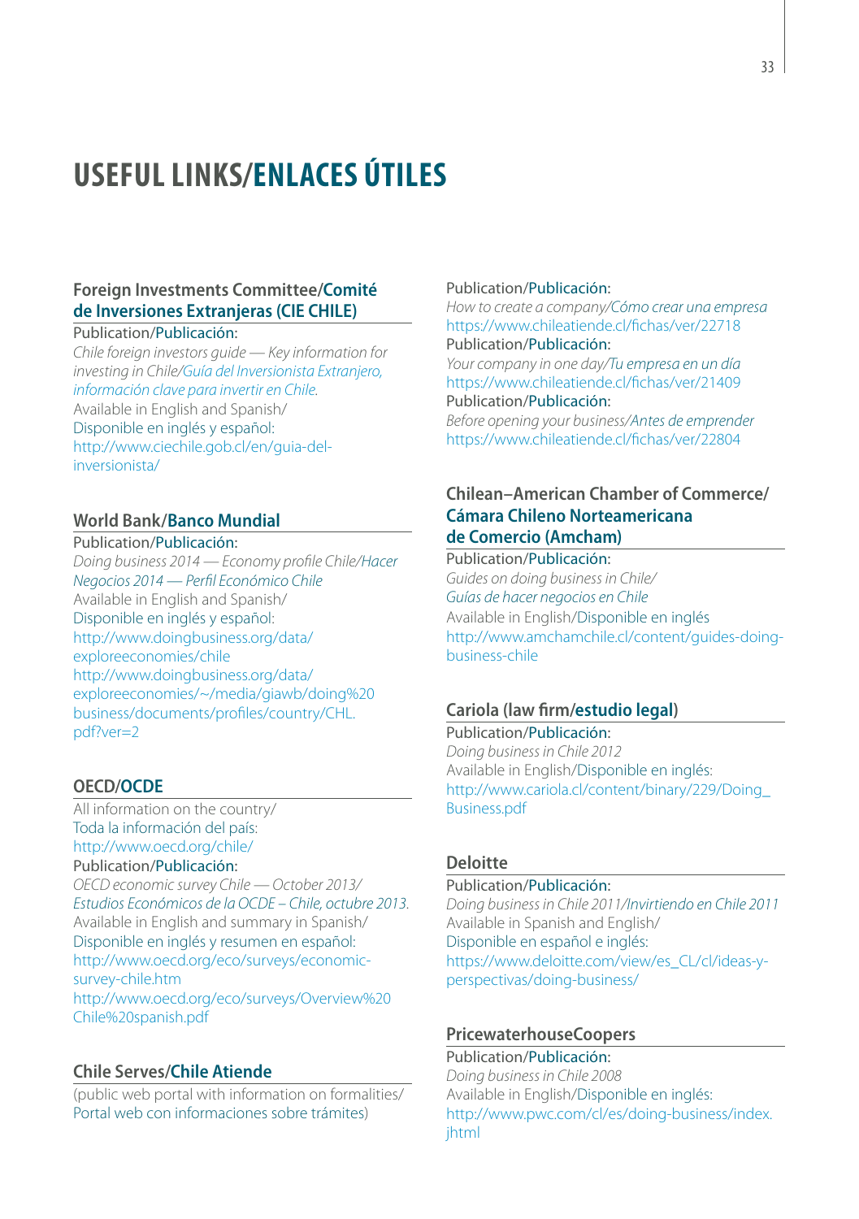# USEFUL LINKS/ENLACES ÚTILES

### Foreign Investments Committee/Comité de Inversiones Extranjeras (CIE CHILE)

Publication/Publicación:
*Chile foreign investors guide — Key information for investing in Chile/Guía del Inversionista Extranjero, información clave para invertir en Chile.*
Available in English and Spanish/
Disponible en inglés y español:
http://www.ciechile.gob.cl/en/guia-del-inversionista/

### World Bank/Banco Mundial

Publication/Publicación:
*Doing business 2014 — Economy profile Chile/Hacer Negocios 2014 — Perfil Económico Chile*
Available in English and Spanish/
Disponible en inglés y español:
http://www.doingbusiness.org/data/exploreeconomies/chile
http://www.doingbusiness.org/data/exploreeconomies/~/media/giawb/doing%20business/documents/profiles/country/CHL.pdf?ver=2

### OECD/OCDE

All information on the country/
Toda la información del país:
http://www.oecd.org/chile/
Publication/Publicación:
*OECD economic survey Chile — October 2013/ Estudios Económicos de la OCDE – Chile, octubre 2013.*
Available in English and summary in Spanish/
Disponible en inglés y resumen en español:
http://www.oecd.org/eco/surveys/economic-survey-chile.htm
http://www.oecd.org/eco/surveys/Overview%20Chile%20spanish.pdf

### Chile Serves/Chile Atiende

(public web portal with information on formalities/
Portal web con informaciones sobre trámites)

Publication/Publicación:
*How to create a company/Cómo crear una empresa*
https://www.chileatiende.cl/fichas/ver/22718
Publication/Publicación:
*Your company in one day/Tu empresa en un día*
https://www.chileatiende.cl/fichas/ver/21409
Publication/Publicación:
*Before opening your business/Antes de emprender*
https://www.chileatiende.cl/fichas/ver/22804

### Chilean–American Chamber of Commerce/Cámara Chileno Norteamericana de Comercio (Amcham)

Publication/Publicación:
*Guides on doing business in Chile/ Guías de hacer negocios en Chile*
Available in English/Disponible en inglés
http://www.amchamchile.cl/content/guides-doing-business-chile

### Cariola (law firm/estudio legal)

Publication/Publicación:
*Doing business in Chile 2012*
Available in English/Disponible en inglés:
http://www.cariola.cl/content/binary/229/Doing_Business.pdf

### Deloitte

Publication/Publicación:
*Doing business in Chile 2011/Invirtiendo en Chile 2011*
Available in Spanish and English/
Disponible en español e inglés:
https://www.deloitte.com/view/es_CL/cl/ideas-y-perspectivas/doing-business/

### PricewaterhouseCoopers

Publication/Publicación:
*Doing business in Chile 2008*
Available in English/Disponible en inglés:
http://www.pwc.com/cl/es/doing-business/index.jhtml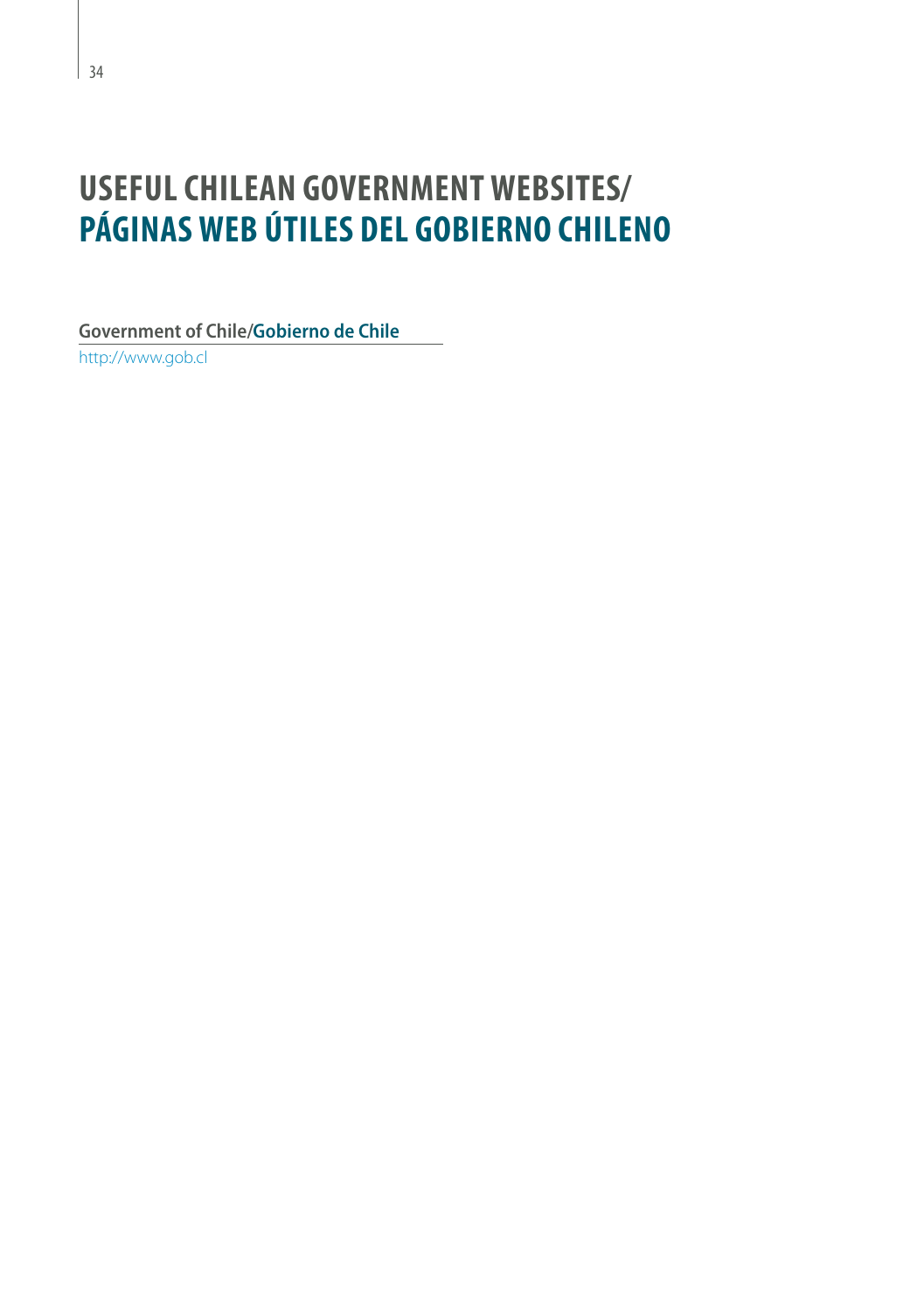# USEFUL CHILEAN GOVERNMENT WEBSITES/ PÁGINAS WEB ÚTILES DEL GOBIERNO CHILENO

**Government of Chile/Gobierno de Chile**

http://www.gob.cl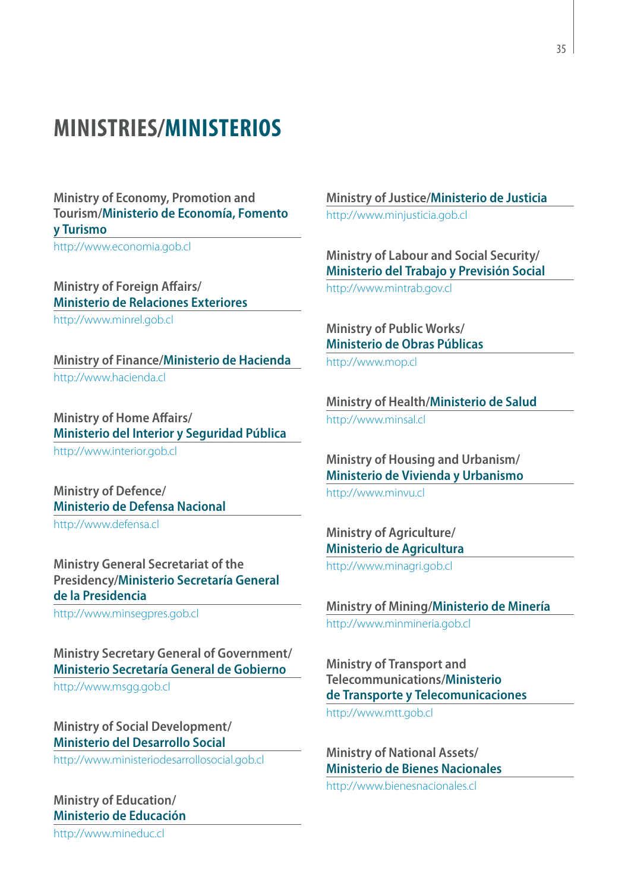# MINISTRIES/MINISTERIOS

**Ministry of Economy, Promotion and Tourism/Ministerio de Economía, Fomento y Turismo**
http://www.economia.gob.cl

**Ministry of Foreign Affairs/ Ministerio de Relaciones Exteriores**
http://www.minrel.gob.cl

**Ministry of Finance/Ministerio de Hacienda**
http://www.hacienda.cl

**Ministry of Home Affairs/ Ministerio del Interior y Seguridad Pública**
http://www.interior.gob.cl

**Ministry of Defence/ Ministerio de Defensa Nacional**
http://www.defensa.cl

**Ministry General Secretariat of the Presidency/Ministerio Secretaría General de la Presidencia**
http://www.minsegpres.gob.cl

**Ministry Secretary General of Government/ Ministerio Secretaría General de Gobierno**
http://www.msgg.gob.cl

**Ministry of Social Development/ Ministerio del Desarrollo Social**
http://www.ministeriodesarrollosocial.gob.cl

**Ministry of Education/ Ministerio de Educación**
http://www.mineduc.cl

**Ministry of Justice/Ministerio de Justicia**
http://www.minjusticia.gob.cl

**Ministry of Labour and Social Security/ Ministerio del Trabajo y Previsión Social**
http://www.mintrab.gov.cl

**Ministry of Public Works/ Ministerio de Obras Públicas**
http://www.mop.cl

**Ministry of Health/Ministerio de Salud**
http://www.minsal.cl

**Ministry of Housing and Urbanism/ Ministerio de Vivienda y Urbanismo**
http://www.minvu.cl

**Ministry of Agriculture/ Ministerio de Agricultura**
http://www.minagri.gob.cl

**Ministry of Mining/Ministerio de Minería**
http://www.minmineria.gob.cl

**Ministry of Transport and Telecommunications/Ministerio de Transporte y Telecomunicaciones**
http://www.mtt.gob.cl

**Ministry of National Assets/ Ministerio de Bienes Nacionales**
http://www.bienesnacionales.cl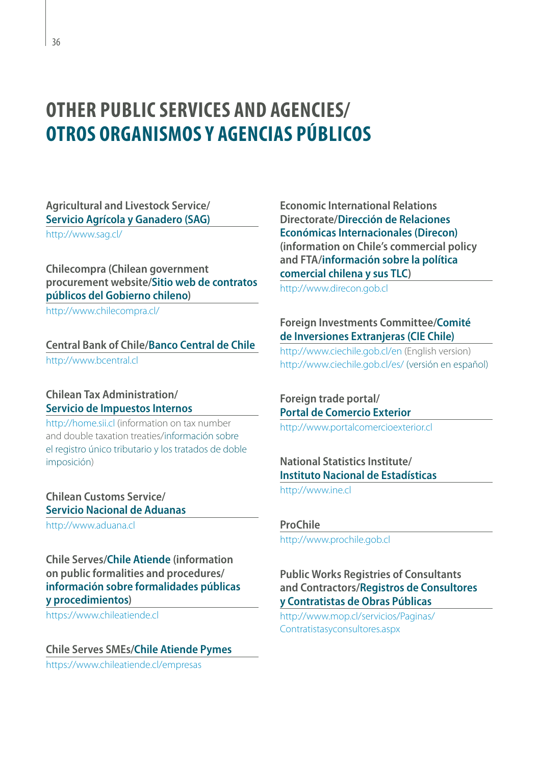# OTHER PUBLIC SERVICES AND AGENCIES/ OTROS ORGANISMOS Y AGENCIAS PÚBLICOS

**Agricultural and Livestock Service/ Servicio Agrícola y Ganadero (SAG)**
http://www.sag.cl/

**Chilecompra (Chilean government procurement website/Sitio web de contratos públicos del Gobierno chileno)**
http://www.chilecompra.cl/

**Central Bank of Chile/Banco Central de Chile**
http://www.bcentral.cl

**Chilean Tax Administration/ Servicio de Impuestos Internos**
http://home.sii.cl (information on tax number and double taxation treaties/información sobre el registro único tributario y los tratados de doble imposición)

**Chilean Customs Service/ Servicio Nacional de Aduanas**
http://www.aduana.cl

**Chile Serves/Chile Atiende (information on public formalities and procedures/ información sobre formalidades públicas y procedimientos)**
https://www.chileatiende.cl

**Chile Serves SMEs/Chile Atiende Pymes**
https://www.chileatiende.cl/empresas

**Economic International Relations Directorate/Dirección de Relaciones Económicas Internacionales (Direcon) (information on Chile's commercial policy and FTA/información sobre la política comercial chilena y sus TLC)**
http://www.direcon.gob.cl

**Foreign Investments Committee/Comité de Inversiones Extranjeras (CIE Chile)**
http://www.ciechile.gob.cl/en (English version)
http://www.ciechile.gob.cl/es/ (versión en español)

**Foreign trade portal/ Portal de Comercio Exterior**
http://www.portalcomercioexterior.cl

**National Statistics Institute/ Instituto Nacional de Estadísticas**
http://www.ine.cl

**ProChile**
http://www.prochile.gob.cl

**Public Works Registries of Consultants and Contractors/Registros de Consultores y Contratistas de Obras Públicas**
http://www.mop.cl/servicios/Paginas/Contratistasyconsultores.aspx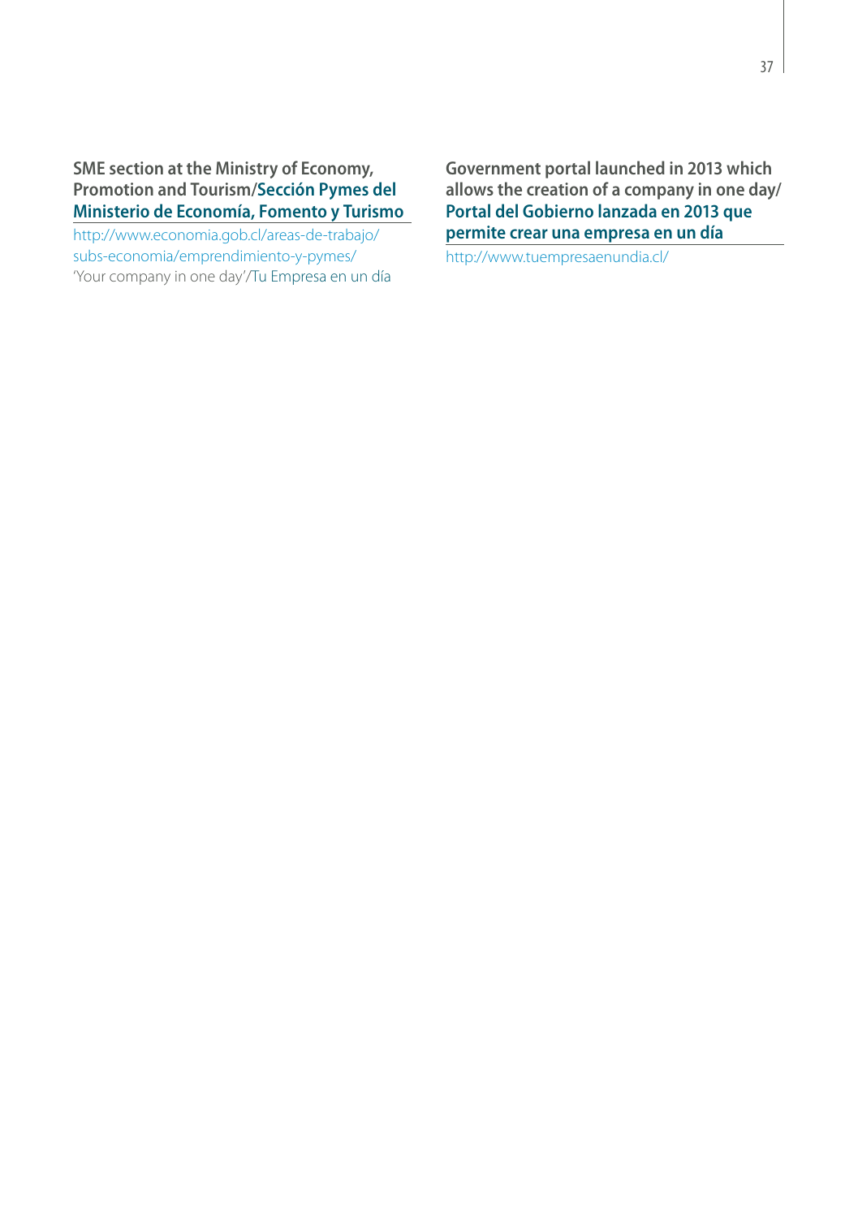**SME section at the Ministry of Economy, Promotion and Tourism/Sección Pymes del Ministerio de Economía, Fomento y Turismo**

http://www.economia.gob.cl/areas-de-trabajo/subs-economia/emprendimiento-y-pymes/

'Your company in one day'/Tu Empresa en un día

**Government portal launched in 2013 which allows the creation of a company in one day/ Portal del Gobierno lanzada en 2013 que permite crear una empresa en un día**

http://www.tuempresaenundia.cl/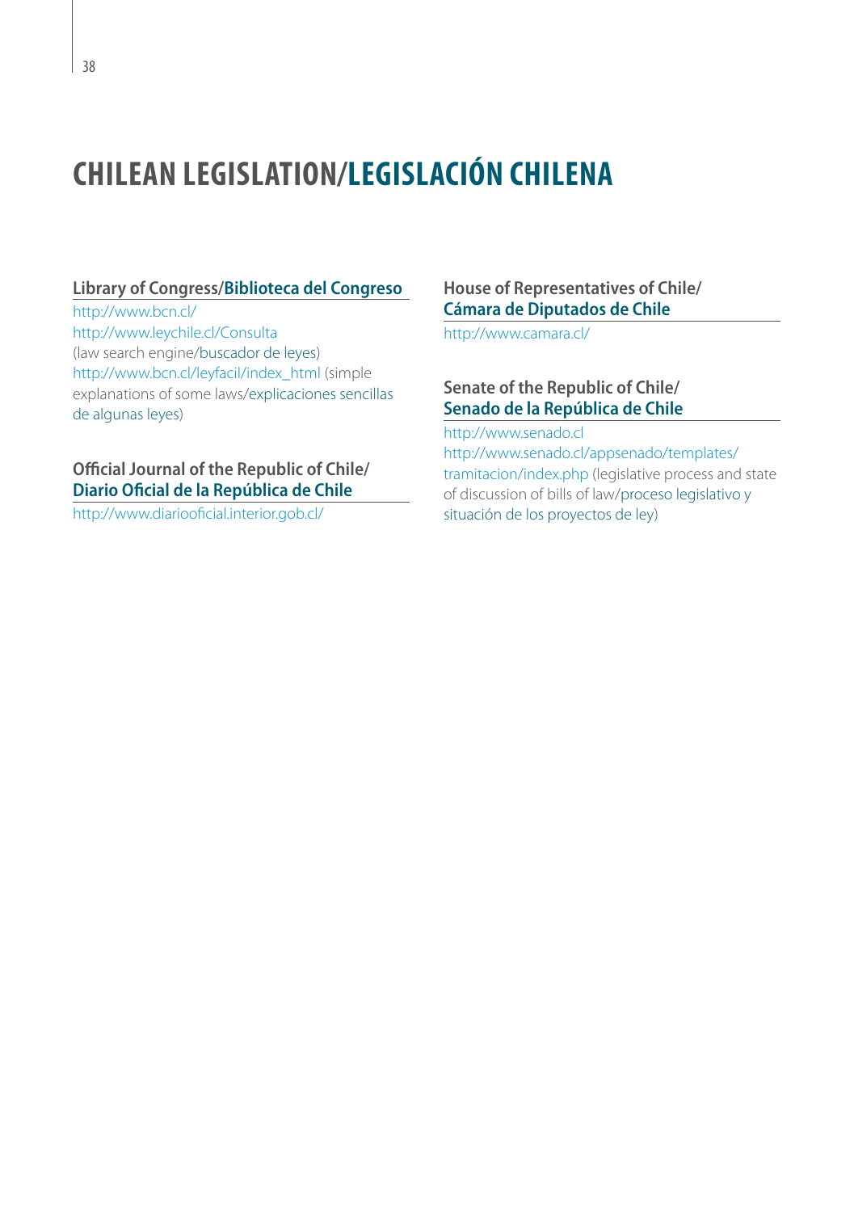# CHILEAN LEGISLATION/LEGISLACIÓN CHILENA

### Library of Congress/Biblioteca del Congreso

http://www.bcn.cl/
http://www.leychile.cl/Consulta
(law search engine/buscador de leyes)
http://www.bcn.cl/leyfacil/index_html (simple explanations of some laws/explicaciones sencillas de algunas leyes)

### Official Journal of the Republic of Chile/ Diario Oficial de la República de Chile

http://www.diariooficial.interior.gob.cl/

### House of Representatives of Chile/ Cámara de Diputados de Chile

http://www.camara.cl/

### Senate of the Republic of Chile/ Senado de la República de Chile

http://www.senado.cl
http://www.senado.cl/appsenado/templates/tramitacion/index.php (legislative process and state of discussion of bills of law/proceso legislativo y situación de los proyectos de ley)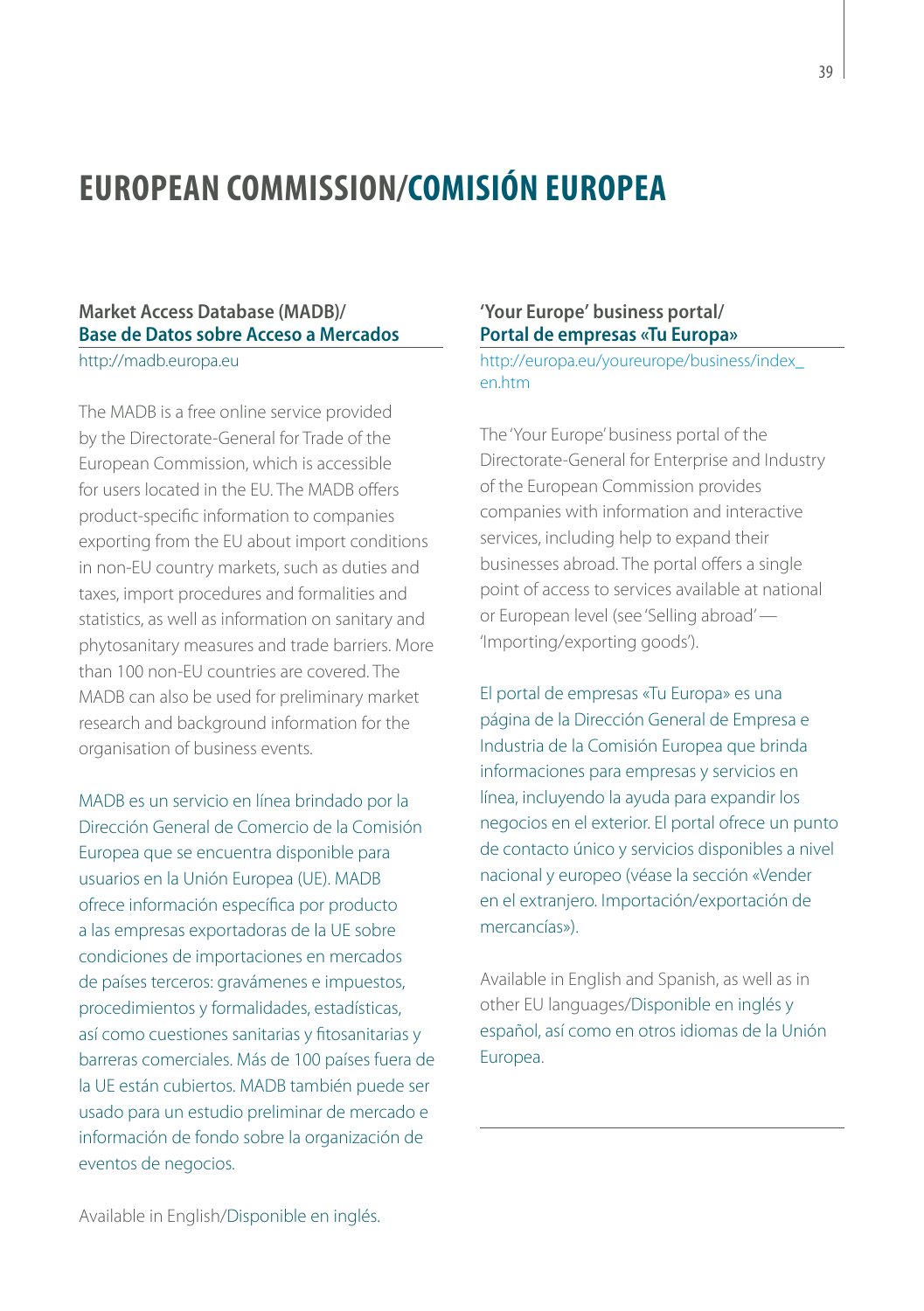# EUROPEAN COMMISSION/COMISIÓN EUROPEA

### Market Access Database (MADB)/ Base de Datos sobre Acceso a Mercados

http://madb.europa.eu

The MADB is a free online service provided by the Directorate-General for Trade of the European Commission, which is accessible for users located in the EU. The MADB offers product-specific information to companies exporting from the EU about import conditions in non-EU country markets, such as duties and taxes, import procedures and formalities and statistics, as well as information on sanitary and phytosanitary measures and trade barriers. More than 100 non-EU countries are covered. The MADB can also be used for preliminary market research and background information for the organisation of business events.

MADB es un servicio en línea brindado por la Dirección General de Comercio de la Comisión Europea que se encuentra disponible para usuarios en la Unión Europea (UE). MADB ofrece información específica por producto a las empresas exportadoras de la UE sobre condiciones de importaciones en mercados de países terceros: gravámenes e impuestos, procedimientos y formalidades, estadísticas, así como cuestiones sanitarias y fitosanitarias y barreras comerciales. Más de 100 países fuera de la UE están cubiertos. MADB también puede ser usado para un estudio preliminar de mercado e información de fondo sobre la organización de eventos de negocios.

Available in English/Disponible en inglés.

### 'Your Europe' business portal/ Portal de empresas «Tu Europa»

http://europa.eu/youreurope/business/index_en.htm

The 'Your Europe' business portal of the Directorate-General for Enterprise and Industry of the European Commission provides companies with information and interactive services, including help to expand their businesses abroad. The portal offers a single point of access to services available at national or European level (see 'Selling abroad' — 'Importing/exporting goods').

El portal de empresas «Tu Europa» es una página de la Dirección General de Empresa e Industria de la Comisión Europea que brinda informaciones para empresas y servicios en línea, incluyendo la ayuda para expandir los negocios en el exterior. El portal ofrece un punto de contacto único y servicios disponibles a nivel nacional y europeo (véase la sección «Vender en el extranjero. Importación/exportación de mercancías»).

Available in English and Spanish, as well as in other EU languages/Disponible en inglés y español, así como en otros idiomas de la Unión Europea.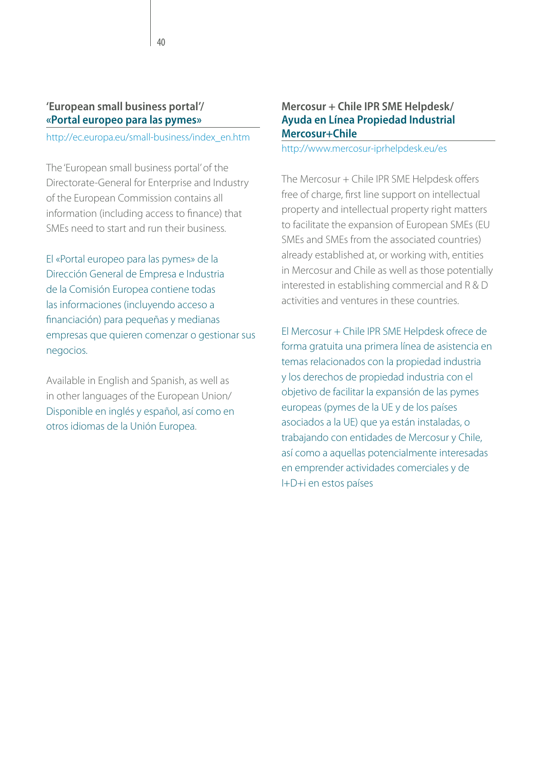### 'European small business portal'/ «Portal europeo para las pymes»

http://ec.europa.eu/small-business/index_en.htm

The 'European small business portal' of the Directorate-General for Enterprise and Industry of the European Commission contains all information (including access to finance) that SMEs need to start and run their business.

El «Portal europeo para las pymes» de la Dirección General de Empresa e Industria de la Comisión Europea contiene todas las informaciones (incluyendo acceso a financiación) para pequeñas y medianas empresas que quieren comenzar o gestionar sus negocios.

Available in English and Spanish, as well as in other languages of the European Union/ Disponible en inglés y español, así como en otros idiomas de la Unión Europea.

### Mercosur + Chile IPR SME Helpdesk/ Ayuda en Línea Propiedad Industrial Mercosur+Chile

http://www.mercosur-iprhelpdesk.eu/es

The Mercosur + Chile IPR SME Helpdesk offers free of charge, first line support on intellectual property and intellectual property right matters to facilitate the expansion of European SMEs (EU SMEs and SMEs from the associated countries) already established at, or working with, entities in Mercosur and Chile as well as those potentially interested in establishing commercial and R & D activities and ventures in these countries.

El Mercosur + Chile IPR SME Helpdesk ofrece de forma gratuita una primera línea de asistencia en temas relacionados con la propiedad industria y los derechos de propiedad industria con el objetivo de facilitar la expansión de las pymes europeas (pymes de la UE y de los países asociados a la UE) que ya están instaladas, o trabajando con entidades de Mercosur y Chile, así como a aquellas potencialmente interesadas en emprender actividades comerciales y de I+D+i en estos países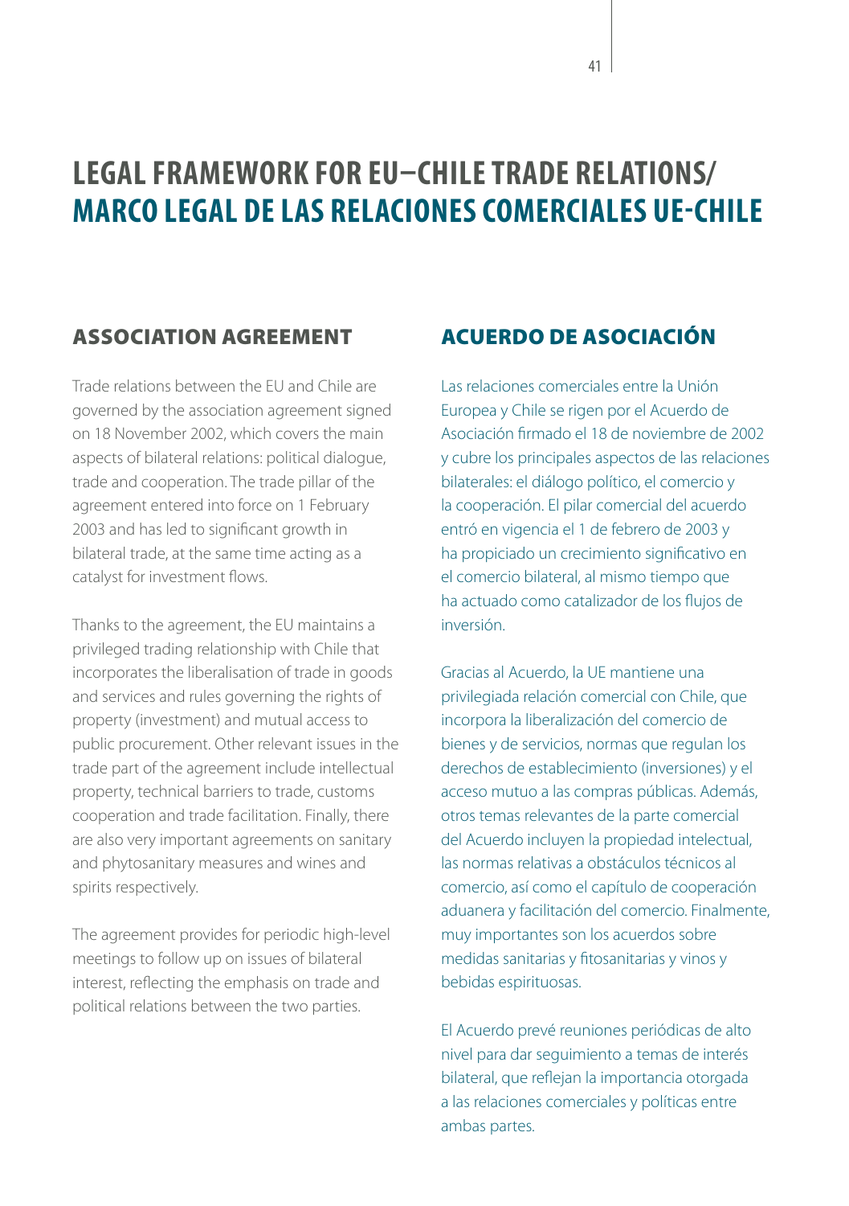# LEGAL FRAMEWORK FOR EU–CHILE TRADE RELATIONS/ MARCO LEGAL DE LAS RELACIONES COMERCIALES UE-CHILE

## ASSOCIATION AGREEMENT

Trade relations between the EU and Chile are governed by the association agreement signed on 18 November 2002, which covers the main aspects of bilateral relations: political dialogue, trade and cooperation. The trade pillar of the agreement entered into force on 1 February 2003 and has led to significant growth in bilateral trade, at the same time acting as a catalyst for investment flows.

Thanks to the agreement, the EU maintains a privileged trading relationship with Chile that incorporates the liberalisation of trade in goods and services and rules governing the rights of property (investment) and mutual access to public procurement. Other relevant issues in the trade part of the agreement include intellectual property, technical barriers to trade, customs cooperation and trade facilitation. Finally, there are also very important agreements on sanitary and phytosanitary measures and wines and spirits respectively.

The agreement provides for periodic high-level meetings to follow up on issues of bilateral interest, reflecting the emphasis on trade and political relations between the two parties.

## ACUERDO DE ASOCIACIÓN

Las relaciones comerciales entre la Unión Europea y Chile se rigen por el Acuerdo de Asociación firmado el 18 de noviembre de 2002 y cubre los principales aspectos de las relaciones bilaterales: el diálogo político, el comercio y la cooperación. El pilar comercial del acuerdo entró en vigencia el 1 de febrero de 2003 y ha propiciado un crecimiento significativo en el comercio bilateral, al mismo tiempo que ha actuado como catalizador de los flujos de inversión.

Gracias al Acuerdo, la UE mantiene una privilegiada relación comercial con Chile, que incorpora la liberalización del comercio de bienes y de servicios, normas que regulan los derechos de establecimiento (inversiones) y el acceso mutuo a las compras públicas. Además, otros temas relevantes de la parte comercial del Acuerdo incluyen la propiedad intelectual, las normas relativas a obstáculos técnicos al comercio, así como el capítulo de cooperación aduanera y facilitación del comercio. Finalmente, muy importantes son los acuerdos sobre medidas sanitarias y fitosanitarias y vinos y bebidas espirituosas.

El Acuerdo prevé reuniones periódicas de alto nivel para dar seguimiento a temas de interés bilateral, que reflejan la importancia otorgada a las relaciones comerciales y políticas entre ambas partes.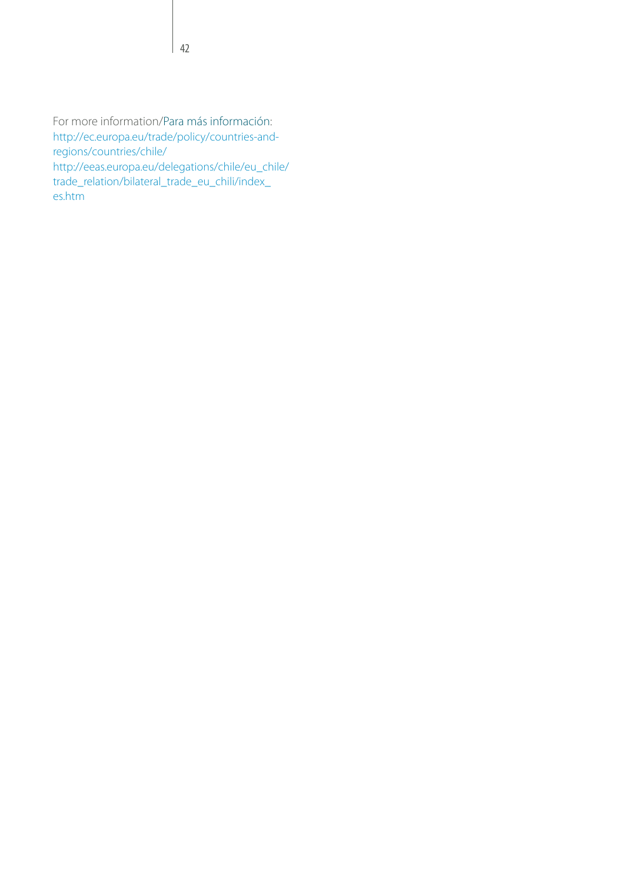For more information/Para más información:
http://ec.europa.eu/trade/policy/countries-and-regions/countries/chile/
http://eeas.europa.eu/delegations/chile/eu_chile/trade_relation/bilateral_trade_eu_chili/index_es.htm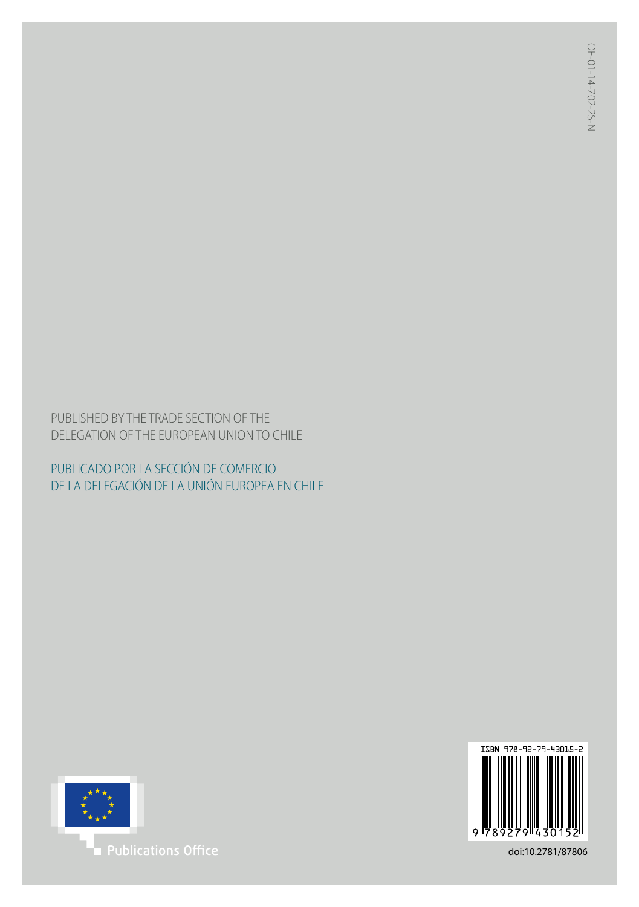OF-01-14-702-2S-N

PUBLISHED BY THE TRADE SECTION OF THE
DELEGATION OF THE EUROPEAN UNION TO CHILE

PUBLICADO POR LA SECCIÓN DE COMERCIO
DE LA DELEGACIÓN DE LA UNIÓN EUROPEA EN CHILE

Publications Office

ISBN 978-92-79-43015-2

9 789279 430152

doi:10.2781/87806